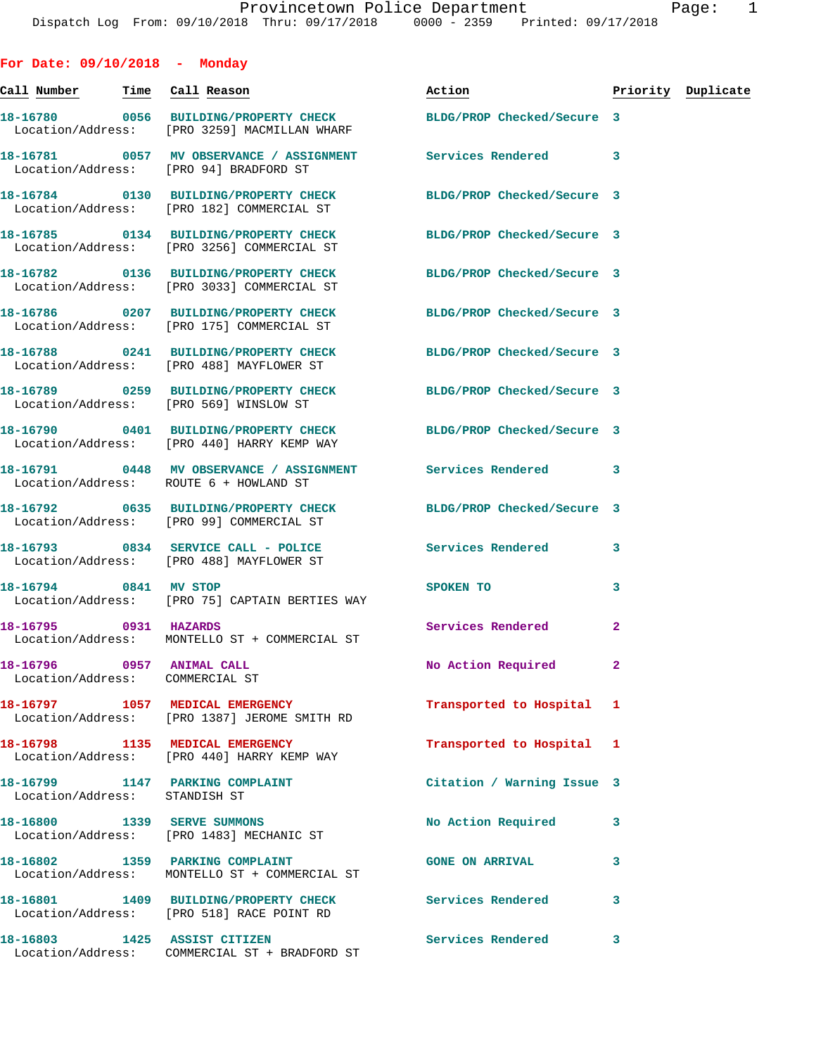Provincetown Police Department
Dispatch Log From: 09/10/2018 Thru: 09/17/2018 0000 - 2359 Printed: 09/17/2018

**For Date: 09/10/2018 - Monday**

| Call Number | Time | Call Reason | Action | Priority | Duplicate |
|---|---|---|---|---|---|
| 18-16780 | 0056 | BUILDING/PROPERTY CHECK | BLDG/PROP Checked/Secure | 3 | |
| Location/Address: | | [PRO 3259] MACMILLAN WHARF | | | |
| 18-16781 | 0057 | MV OBSERVANCE / ASSIGNMENT | Services Rendered | 3 | |
| Location/Address: | | [PRO 94] BRADFORD ST | | | |
| 18-16784 | 0130 | BUILDING/PROPERTY CHECK | BLDG/PROP Checked/Secure | 3 | |
| Location/Address: | | [PRO 182] COMMERCIAL ST | | | |
| 18-16785 | 0134 | BUILDING/PROPERTY CHECK | BLDG/PROP Checked/Secure | 3 | |
| Location/Address: | | [PRO 3256] COMMERCIAL ST | | | |
| 18-16782 | 0136 | BUILDING/PROPERTY CHECK | BLDG/PROP Checked/Secure | 3 | |
| Location/Address: | | [PRO 3033] COMMERCIAL ST | | | |
| 18-16786 | 0207 | BUILDING/PROPERTY CHECK | BLDG/PROP Checked/Secure | 3 | |
| Location/Address: | | [PRO 175] COMMERCIAL ST | | | |
| 18-16788 | 0241 | BUILDING/PROPERTY CHECK | BLDG/PROP Checked/Secure | 3 | |
| Location/Address: | | [PRO 488] MAYFLOWER ST | | | |
| 18-16789 | 0259 | BUILDING/PROPERTY CHECK | BLDG/PROP Checked/Secure | 3 | |
| Location/Address: | | [PRO 569] WINSLOW ST | | | |
| 18-16790 | 0401 | BUILDING/PROPERTY CHECK | BLDG/PROP Checked/Secure | 3 | |
| Location/Address: | | [PRO 440] HARRY KEMP WAY | | | |
| 18-16791 | 0448 | MV OBSERVANCE / ASSIGNMENT | Services Rendered | 3 | |
| Location/Address: | | ROUTE 6 + HOWLAND ST | | | |
| 18-16792 | 0635 | BUILDING/PROPERTY CHECK | BLDG/PROP Checked/Secure | 3 | |
| Location/Address: | | [PRO 99] COMMERCIAL ST | | | |
| 18-16793 | 0834 | SERVICE CALL - POLICE | Services Rendered | 3 | |
| Location/Address: | | [PRO 488] MAYFLOWER ST | | | |
| 18-16794 | 0841 | MV STOP | SPOKEN TO | 3 | |
| Location/Address: | | [PRO 75] CAPTAIN BERTIES WAY | | | |
| 18-16795 | 0931 | HAZARDS | Services Rendered | 2 | |
| Location/Address: | | MONTELLO ST + COMMERCIAL ST | | | |
| 18-16796 | 0957 | ANIMAL CALL | No Action Required | 2 | |
| Location/Address: | | COMMERCIAL ST | | | |
| 18-16797 | 1057 | MEDICAL EMERGENCY | Transported to Hospital | 1 | |
| Location/Address: | | [PRO 1387] JEROME SMITH RD | | | |
| 18-16798 | 1135 | MEDICAL EMERGENCY | Transported to Hospital | 1 | |
| Location/Address: | | [PRO 440] HARRY KEMP WAY | | | |
| 18-16799 | 1147 | PARKING COMPLAINT | Citation / Warning Issue | 3 | |
| Location/Address: | | STANDISH ST | | | |
| 18-16800 | 1339 | SERVE SUMMONS | No Action Required | 3 | |
| Location/Address: | | [PRO 1483] MECHANIC ST | | | |
| 18-16802 | 1359 | PARKING COMPLAINT | GONE ON ARRIVAL | 3 | |
| Location/Address: | | MONTELLO ST + COMMERCIAL ST | | | |
| 18-16801 | 1409 | BUILDING/PROPERTY CHECK | Services Rendered | 3 | |
| Location/Address: | | [PRO 518] RACE POINT RD | | | |
| 18-16803 | 1425 | ASSIST CITIZEN | Services Rendered | 3 | |
| Location/Address: | | COMMERCIAL ST + BRADFORD ST | | | |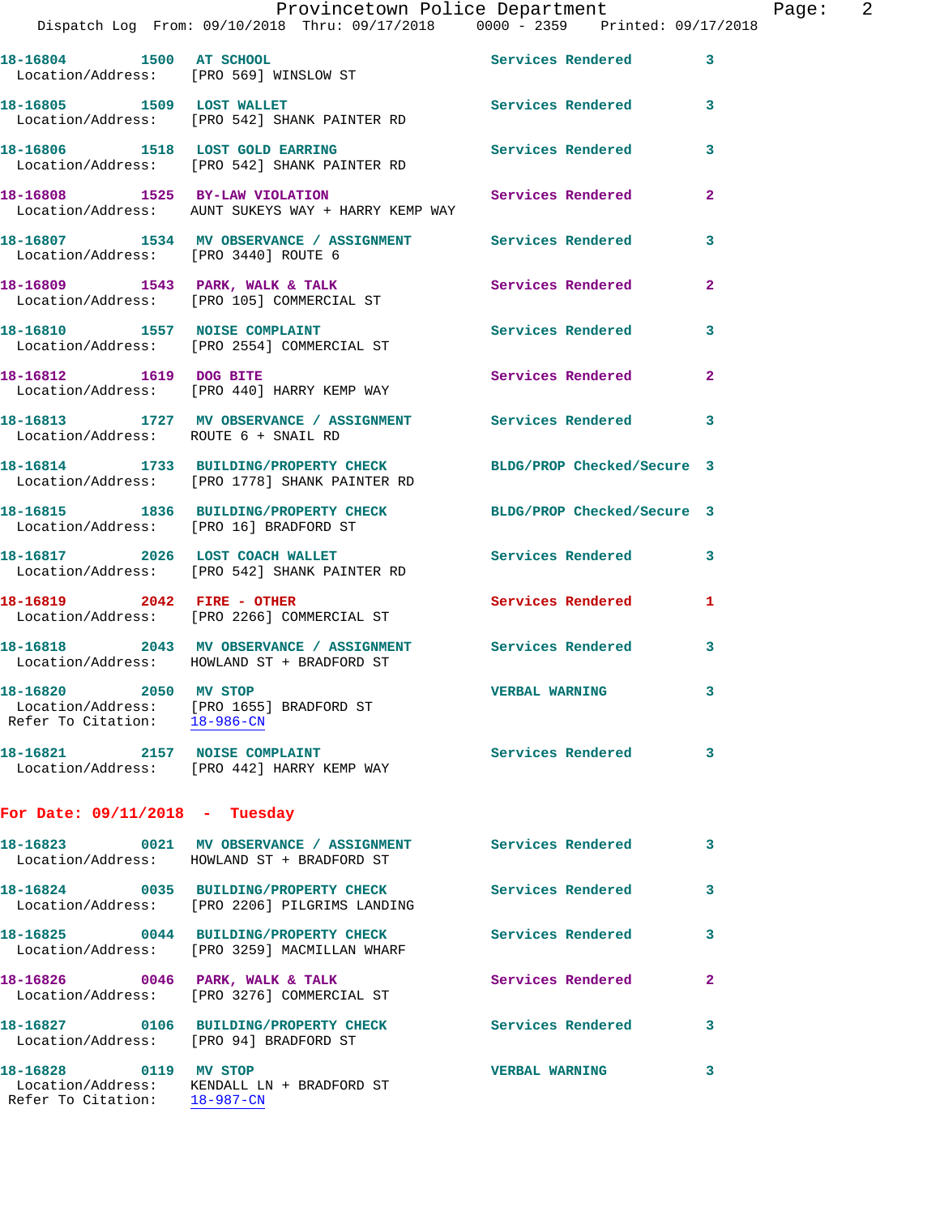18-16804 1500 AT SCHOOL Services Rendered 3
Location/Address: [PRO 569] WINSLOW ST

18-16805 1509 LOST WALLET Services Rendered 3
Location/Address: [PRO 542] SHANK PAINTER RD

18-16806 1518 LOST GOLD EARRING Services Rendered 3
Location/Address: [PRO 542] SHANK PAINTER RD

18-16808 1525 BY-LAW VIOLATION Services Rendered 2
Location/Address: AUNT SUKEYS WAY + HARRY KEMP WAY

18-16807 1534 MV OBSERVANCE / ASSIGNMENT Services Rendered 3
Location/Address: [PRO 3440] ROUTE 6

18-16809 1543 PARK, WALK & TALK Services Rendered 2
Location/Address: [PRO 105] COMMERCIAL ST

18-16810 1557 NOISE COMPLAINT Services Rendered 3
Location/Address: [PRO 2554] COMMERCIAL ST

18-16812 1619 DOG BITE Services Rendered 2
Location/Address: [PRO 440] HARRY KEMP WAY

18-16813 1727 MV OBSERVANCE / ASSIGNMENT Services Rendered 3
Location/Address: ROUTE 6 + SNAIL RD

18-16814 1733 BUILDING/PROPERTY CHECK BLDG/PROP Checked/Secure 3
Location/Address: [PRO 1778] SHANK PAINTER RD

18-16815 1836 BUILDING/PROPERTY CHECK BLDG/PROP Checked/Secure 3
Location/Address: [PRO 16] BRADFORD ST

18-16817 2026 LOST COACH WALLET Services Rendered 3
Location/Address: [PRO 542] SHANK PAINTER RD

18-16819 2042 FIRE - OTHER Services Rendered 1
Location/Address: [PRO 2266] COMMERCIAL ST

18-16818 2043 MV OBSERVANCE / ASSIGNMENT Services Rendered 3
Location/Address: HOWLAND ST + BRADFORD ST

18-16820 2050 MV STOP VERBAL WARNING 3
Location/Address: [PRO 1655] BRADFORD ST
Refer To Citation: 18-986-CN

18-16821 2157 NOISE COMPLAINT Services Rendered 3
Location/Address: [PRO 442] HARRY KEMP WAY

**For Date: 09/11/2018 - Tuesday**

18-16823 0021 MV OBSERVANCE / ASSIGNMENT Services Rendered 3
Location/Address: HOWLAND ST + BRADFORD ST

18-16824 0035 BUILDING/PROPERTY CHECK Services Rendered 3
Location/Address: [PRO 2206] PILGRIMS LANDING

18-16825 0044 BUILDING/PROPERTY CHECK Services Rendered 3
Location/Address: [PRO 3259] MACMILLAN WHARF

18-16826 0046 PARK, WALK & TALK Services Rendered 2
Location/Address: [PRO 3276] COMMERCIAL ST

18-16827 0106 BUILDING/PROPERTY CHECK Services Rendered 3
Location/Address: [PRO 94] BRADFORD ST

18-16828 0119 MV STOP VERBAL WARNING 3
Location/Address: KENDALL LN + BRADFORD ST
Refer To Citation: 18-987-CN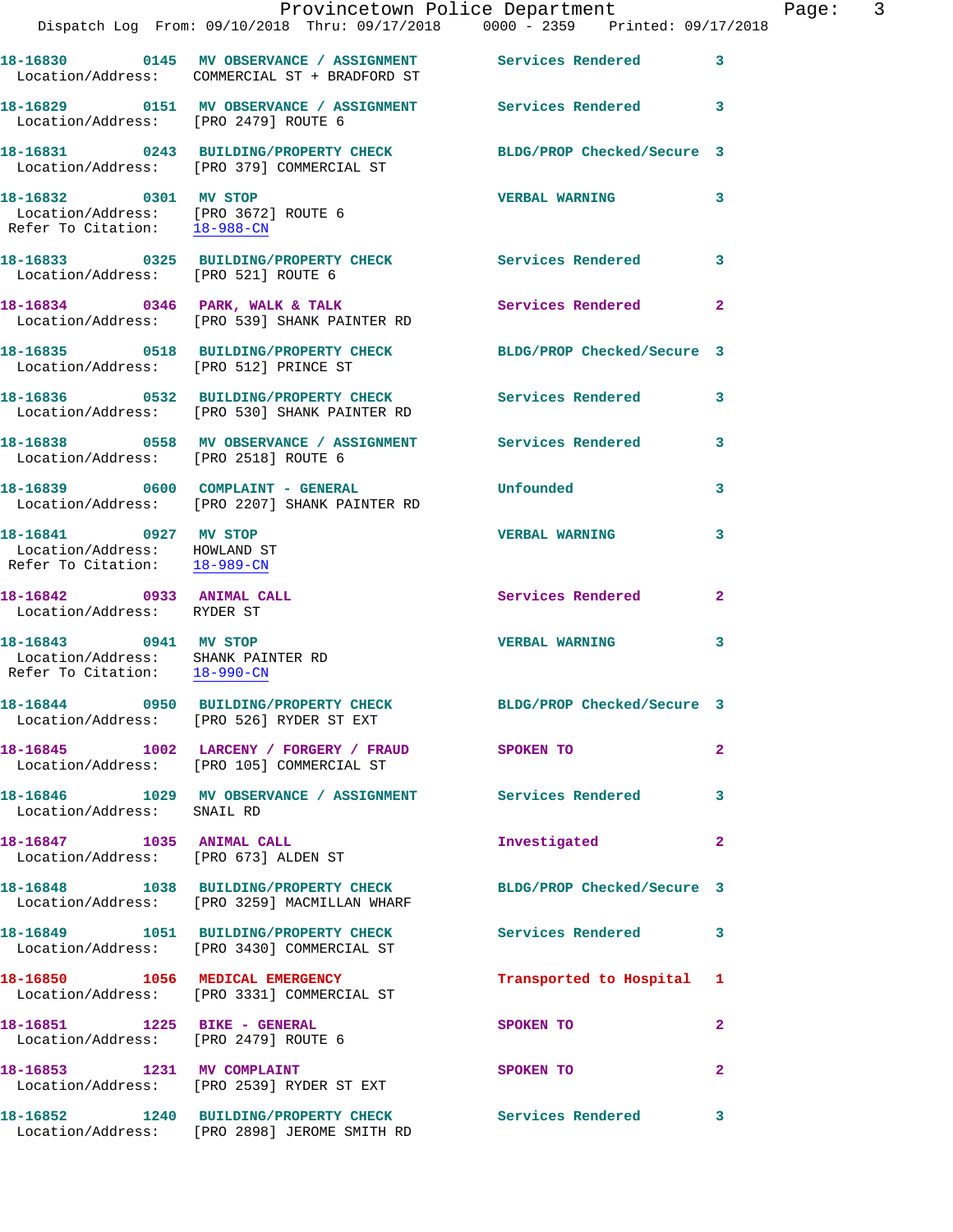18-16830 0145 MV OBSERVANCE / ASSIGNMENT Services Rendered 3
Location/Address: COMMERCIAL ST + BRADFORD ST

18-16829 0151 MV OBSERVANCE / ASSIGNMENT Services Rendered 3
Location/Address: [PRO 2479] ROUTE 6

18-16831 0243 BUILDING/PROPERTY CHECK BLDG/PROP Checked/Secure 3
Location/Address: [PRO 379] COMMERCIAL ST

18-16832 0301 MV STOP VERBAL WARNING 3
Location/Address: [PRO 3672] ROUTE 6
Refer To Citation: 18-988-CN

18-16833 0325 BUILDING/PROPERTY CHECK Services Rendered 3
Location/Address: [PRO 521] ROUTE 6

18-16834 0346 PARK, WALK & TALK Services Rendered 2
Location/Address: [PRO 539] SHANK PAINTER RD

18-16835 0518 BUILDING/PROPERTY CHECK BLDG/PROP Checked/Secure 3
Location/Address: [PRO 512] PRINCE ST

18-16836 0532 BUILDING/PROPERTY CHECK Services Rendered 3
Location/Address: [PRO 530] SHANK PAINTER RD

18-16838 0558 MV OBSERVANCE / ASSIGNMENT Services Rendered 3
Location/Address: [PRO 2518] ROUTE 6

18-16839 0600 COMPLAINT - GENERAL Unfounded 3
Location/Address: [PRO 2207] SHANK PAINTER RD

18-16841 0927 MV STOP VERBAL WARNING 3
Location/Address: HOWLAND ST
Refer To Citation: 18-989-CN

18-16842 0933 ANIMAL CALL Services Rendered 2
Location/Address: RYDER ST

18-16843 0941 MV STOP VERBAL WARNING 3
Location/Address: SHANK PAINTER RD
Refer To Citation: 18-990-CN

18-16844 0950 BUILDING/PROPERTY CHECK BLDG/PROP Checked/Secure 3
Location/Address: [PRO 526] RYDER ST EXT

18-16845 1002 LARCENY / FORGERY / FRAUD SPOKEN TO 2
Location/Address: [PRO 105] COMMERCIAL ST

18-16846 1029 MV OBSERVANCE / ASSIGNMENT Services Rendered 3
Location/Address: SNAIL RD

18-16847 1035 ANIMAL CALL Investigated 2
Location/Address: [PRO 673] ALDEN ST

18-16848 1038 BUILDING/PROPERTY CHECK BLDG/PROP Checked/Secure 3
Location/Address: [PRO 3259] MACMILLAN WHARF

18-16849 1051 BUILDING/PROPERTY CHECK Services Rendered 3
Location/Address: [PRO 3430] COMMERCIAL ST

18-16850 1056 MEDICAL EMERGENCY Transported to Hospital 1
Location/Address: [PRO 3331] COMMERCIAL ST

18-16851 1225 BIKE - GENERAL SPOKEN TO 2
Location/Address: [PRO 2479] ROUTE 6

18-16853 1231 MV COMPLAINT SPOKEN TO 2
Location/Address: [PRO 2539] RYDER ST EXT

18-16852 1240 BUILDING/PROPERTY CHECK Services Rendered 3
Location/Address: [PRO 2898] JEROME SMITH RD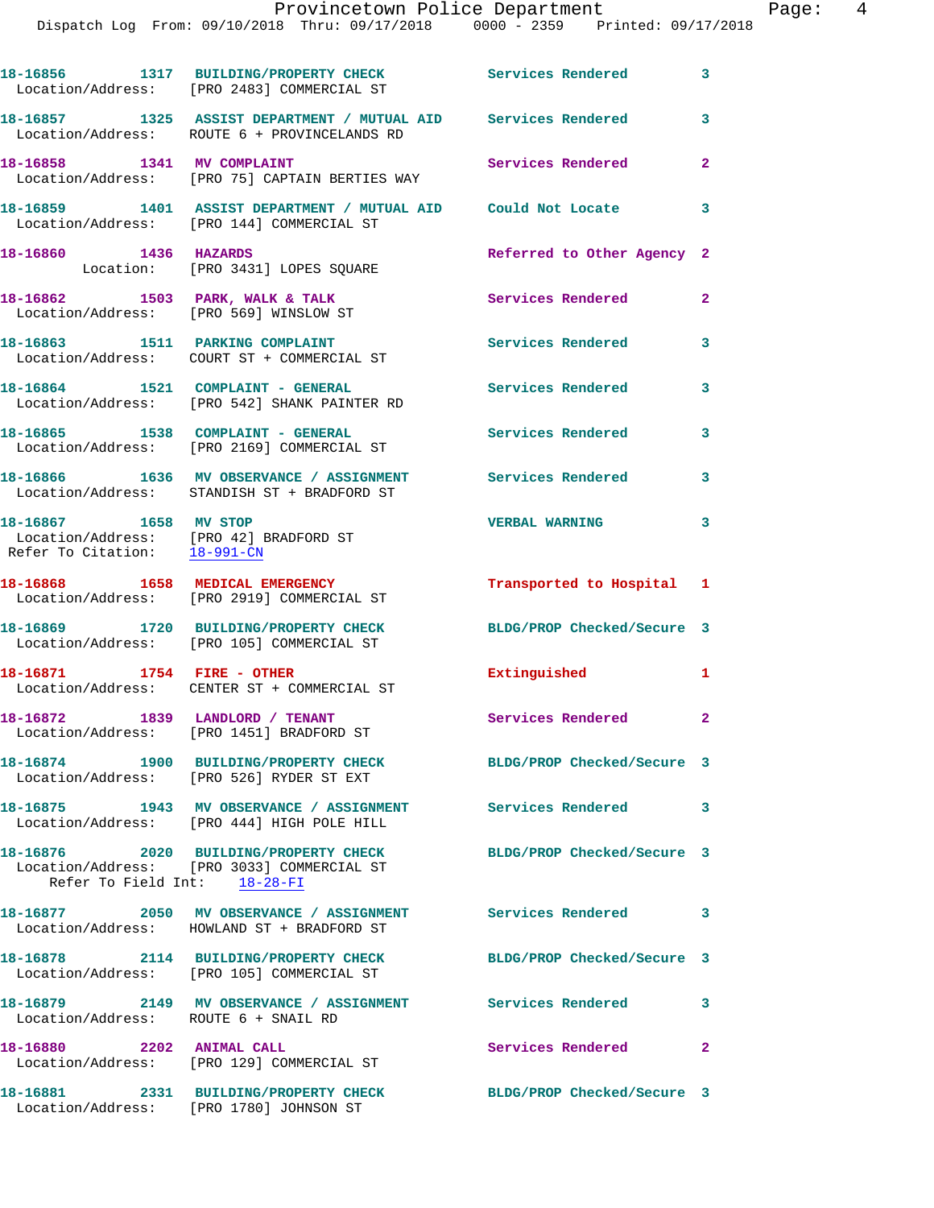18-16856 1317 BUILDING/PROPERTY CHECK Services Rendered 3
Location/Address: [PRO 2483] COMMERCIAL ST

18-16857 1325 ASSIST DEPARTMENT / MUTUAL AID Services Rendered 3
Location/Address: ROUTE 6 + PROVINCELANDS RD

18-16858 1341 MV COMPLAINT Services Rendered 2
Location/Address: [PRO 75] CAPTAIN BERTIES WAY

18-16859 1401 ASSIST DEPARTMENT / MUTUAL AID Could Not Locate 3
Location/Address: [PRO 144] COMMERCIAL ST

18-16860 1436 HAZARDS Referred to Other Agency 2
Location: [PRO 3431] LOPES SQUARE

18-16862 1503 PARK, WALK & TALK Services Rendered 2
Location/Address: [PRO 569] WINSLOW ST

18-16863 1511 PARKING COMPLAINT Services Rendered 3
Location/Address: COURT ST + COMMERCIAL ST

18-16864 1521 COMPLAINT - GENERAL Services Rendered 3
Location/Address: [PRO 542] SHANK PAINTER RD

18-16865 1538 COMPLAINT - GENERAL Services Rendered 3
Location/Address: [PRO 2169] COMMERCIAL ST

18-16866 1636 MV OBSERVANCE / ASSIGNMENT Services Rendered 3
Location/Address: STANDISH ST + BRADFORD ST

18-16867 1658 MV STOP VERBAL WARNING 3
Location/Address: [PRO 42] BRADFORD ST
Refer To Citation: 18-991-CN

18-16868 1658 MEDICAL EMERGENCY Transported to Hospital 1
Location/Address: [PRO 2919] COMMERCIAL ST

18-16869 1720 BUILDING/PROPERTY CHECK BLDG/PROP Checked/Secure 3
Location/Address: [PRO 105] COMMERCIAL ST

18-16871 1754 FIRE - OTHER Extinguished 1
Location/Address: CENTER ST + COMMERCIAL ST

18-16872 1839 LANDLORD / TENANT Services Rendered 2
Location/Address: [PRO 1451] BRADFORD ST

18-16874 1900 BUILDING/PROPERTY CHECK BLDG/PROP Checked/Secure 3
Location/Address: [PRO 526] RYDER ST EXT

18-16875 1943 MV OBSERVANCE / ASSIGNMENT Services Rendered 3
Location/Address: [PRO 444] HIGH POLE HILL

18-16876 2020 BUILDING/PROPERTY CHECK BLDG/PROP Checked/Secure 3
Location/Address: [PRO 3033] COMMERCIAL ST
Refer To Field Int: 18-28-FI

18-16877 2050 MV OBSERVANCE / ASSIGNMENT Services Rendered 3
Location/Address: HOWLAND ST + BRADFORD ST

18-16878 2114 BUILDING/PROPERTY CHECK BLDG/PROP Checked/Secure 3
Location/Address: [PRO 105] COMMERCIAL ST

18-16879 2149 MV OBSERVANCE / ASSIGNMENT Services Rendered 3
Location/Address: ROUTE 6 + SNAIL RD

18-16880 2202 ANIMAL CALL Services Rendered 2
Location/Address: [PRO 129] COMMERCIAL ST

18-16881 2331 BUILDING/PROPERTY CHECK BLDG/PROP Checked/Secure 3
Location/Address: [PRO 1780] JOHNSON ST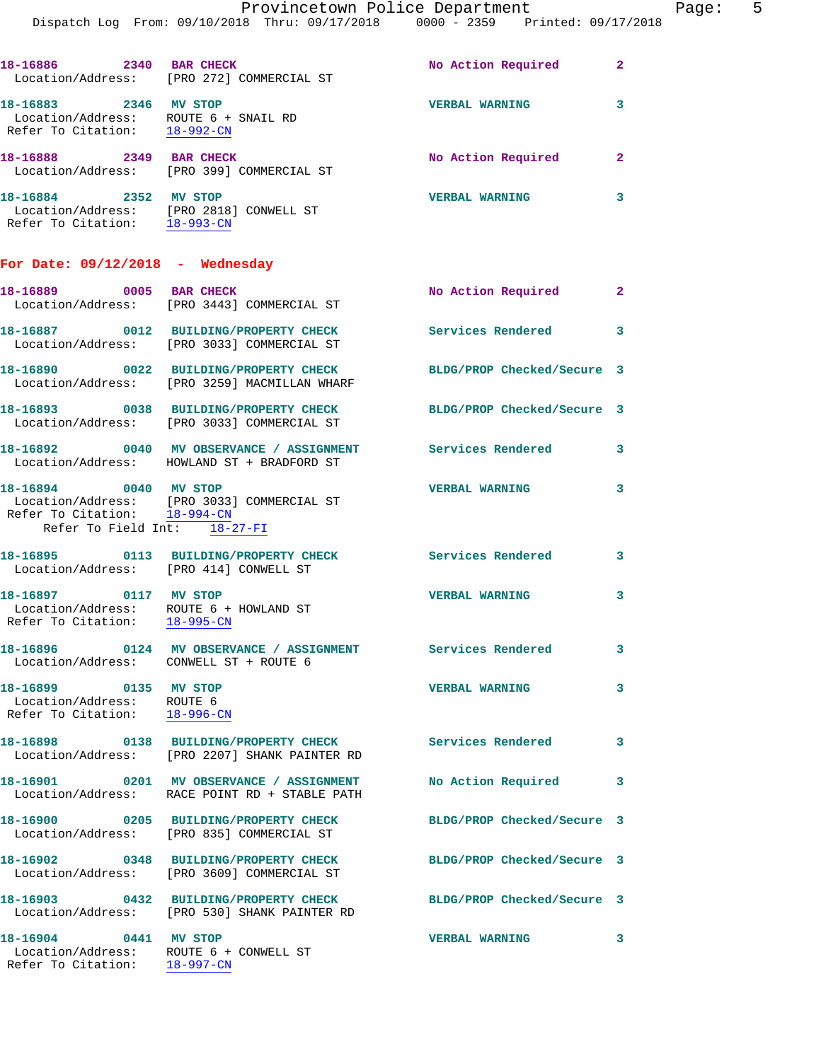18-16886 2340 BAR CHECK No Action Required 2
Location/Address: [PRO 272] COMMERCIAL ST

18-16883 2346 MV STOP VERBAL WARNING 3
Location/Address: ROUTE 6 + SNAIL RD
Refer To Citation: 18-992-CN

18-16888 2349 BAR CHECK No Action Required 2
Location/Address: [PRO 399] COMMERCIAL ST

18-16884 2352 MV STOP VERBAL WARNING 3
Location/Address: [PRO 2818] CONWELL ST
Refer To Citation: 18-993-CN

## For Date: 09/12/2018 - Wednesday

18-16889 0005 BAR CHECK No Action Required 2
Location/Address: [PRO 3443] COMMERCIAL ST

18-16887 0012 BUILDING/PROPERTY CHECK Services Rendered 3
Location/Address: [PRO 3033] COMMERCIAL ST

18-16890 0022 BUILDING/PROPERTY CHECK BLDG/PROP Checked/Secure 3
Location/Address: [PRO 3259] MACMILLAN WHARF

18-16893 0038 BUILDING/PROPERTY CHECK BLDG/PROP Checked/Secure 3
Location/Address: [PRO 3033] COMMERCIAL ST

18-16892 0040 MV OBSERVANCE / ASSIGNMENT Services Rendered 3
Location/Address: HOWLAND ST + BRADFORD ST

18-16894 0040 MV STOP VERBAL WARNING 3
Location/Address: [PRO 3033] COMMERCIAL ST
Refer To Citation: 18-994-CN
Refer To Field Int: 18-27-FI

18-16895 0113 BUILDING/PROPERTY CHECK Services Rendered 3
Location/Address: [PRO 414] CONWELL ST

18-16897 0117 MV STOP VERBAL WARNING 3
Location/Address: ROUTE 6 + HOWLAND ST
Refer To Citation: 18-995-CN

18-16896 0124 MV OBSERVANCE / ASSIGNMENT Services Rendered 3
Location/Address: CONWELL ST + ROUTE 6

18-16899 0135 MV STOP VERBAL WARNING 3
Location/Address: ROUTE 6
Refer To Citation: 18-996-CN

18-16898 0138 BUILDING/PROPERTY CHECK Services Rendered 3
Location/Address: [PRO 2207] SHANK PAINTER RD

18-16901 0201 MV OBSERVANCE / ASSIGNMENT No Action Required 3
Location/Address: RACE POINT RD + STABLE PATH

18-16900 0205 BUILDING/PROPERTY CHECK BLDG/PROP Checked/Secure 3
Location/Address: [PRO 835] COMMERCIAL ST

18-16902 0348 BUILDING/PROPERTY CHECK BLDG/PROP Checked/Secure 3
Location/Address: [PRO 3609] COMMERCIAL ST

18-16903 0432 BUILDING/PROPERTY CHECK BLDG/PROP Checked/Secure 3
Location/Address: [PRO 530] SHANK PAINTER RD

18-16904 0441 MV STOP VERBAL WARNING 3
Location/Address: ROUTE 6 + CONWELL ST
Refer To Citation: 18-997-CN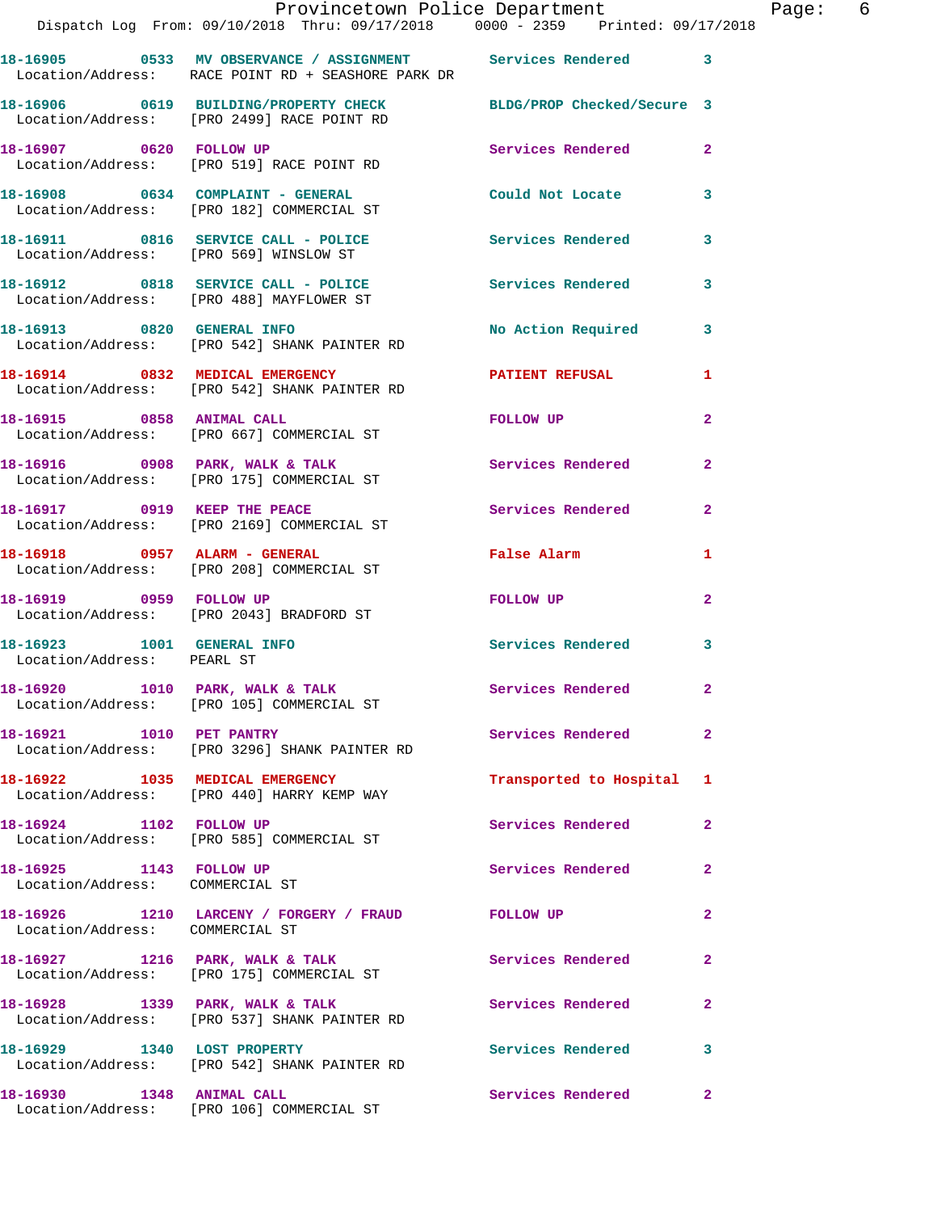18-16905 0533 MV OBSERVANCE / ASSIGNMENT Services Rendered 3
Location/Address: RACE POINT RD + SEASHORE PARK DR

18-16906 0619 BUILDING/PROPERTY CHECK BLDG/PROP Checked/Secure 3
Location/Address: [PRO 2499] RACE POINT RD

18-16907 0620 FOLLOW UP Services Rendered 2
Location/Address: [PRO 519] RACE POINT RD

18-16908 0634 COMPLAINT - GENERAL Could Not Locate 3
Location/Address: [PRO 182] COMMERCIAL ST

18-16911 0816 SERVICE CALL - POLICE Services Rendered 3
Location/Address: [PRO 569] WINSLOW ST

18-16912 0818 SERVICE CALL - POLICE Services Rendered 3
Location/Address: [PRO 488] MAYFLOWER ST

18-16913 0820 GENERAL INFO No Action Required 3
Location/Address: [PRO 542] SHANK PAINTER RD

18-16914 0832 MEDICAL EMERGENCY PATIENT REFUSAL 1
Location/Address: [PRO 542] SHANK PAINTER RD

18-16915 0858 ANIMAL CALL FOLLOW UP 2
Location/Address: [PRO 667] COMMERCIAL ST

18-16916 0908 PARK, WALK & TALK Services Rendered 2
Location/Address: [PRO 175] COMMERCIAL ST

18-16917 0919 KEEP THE PEACE Services Rendered 2
Location/Address: [PRO 2169] COMMERCIAL ST

18-16918 0957 ALARM - GENERAL False Alarm 1
Location/Address: [PRO 208] COMMERCIAL ST

18-16919 0959 FOLLOW UP FOLLOW UP 2
Location/Address: [PRO 2043] BRADFORD ST

18-16923 1001 GENERAL INFO Services Rendered 3
Location/Address: PEARL ST

18-16920 1010 PARK, WALK & TALK Services Rendered 2
Location/Address: [PRO 105] COMMERCIAL ST

18-16921 1010 PET PANTRY Services Rendered 2
Location/Address: [PRO 3296] SHANK PAINTER RD

18-16922 1035 MEDICAL EMERGENCY Transported to Hospital 1
Location/Address: [PRO 440] HARRY KEMP WAY

18-16924 1102 FOLLOW UP Services Rendered 2
Location/Address: [PRO 585] COMMERCIAL ST

18-16925 1143 FOLLOW UP Services Rendered 2
Location/Address: COMMERCIAL ST

18-16926 1210 LARCENY / FORGERY / FRAUD FOLLOW UP 2
Location/Address: COMMERCIAL ST

18-16927 1216 PARK, WALK & TALK Services Rendered 2
Location/Address: [PRO 175] COMMERCIAL ST

18-16928 1339 PARK, WALK & TALK Services Rendered 2
Location/Address: [PRO 537] SHANK PAINTER RD

18-16929 1340 LOST PROPERTY Services Rendered 3
Location/Address: [PRO 542] SHANK PAINTER RD

18-16930 1348 ANIMAL CALL Services Rendered 2
Location/Address: [PRO 106] COMMERCIAL ST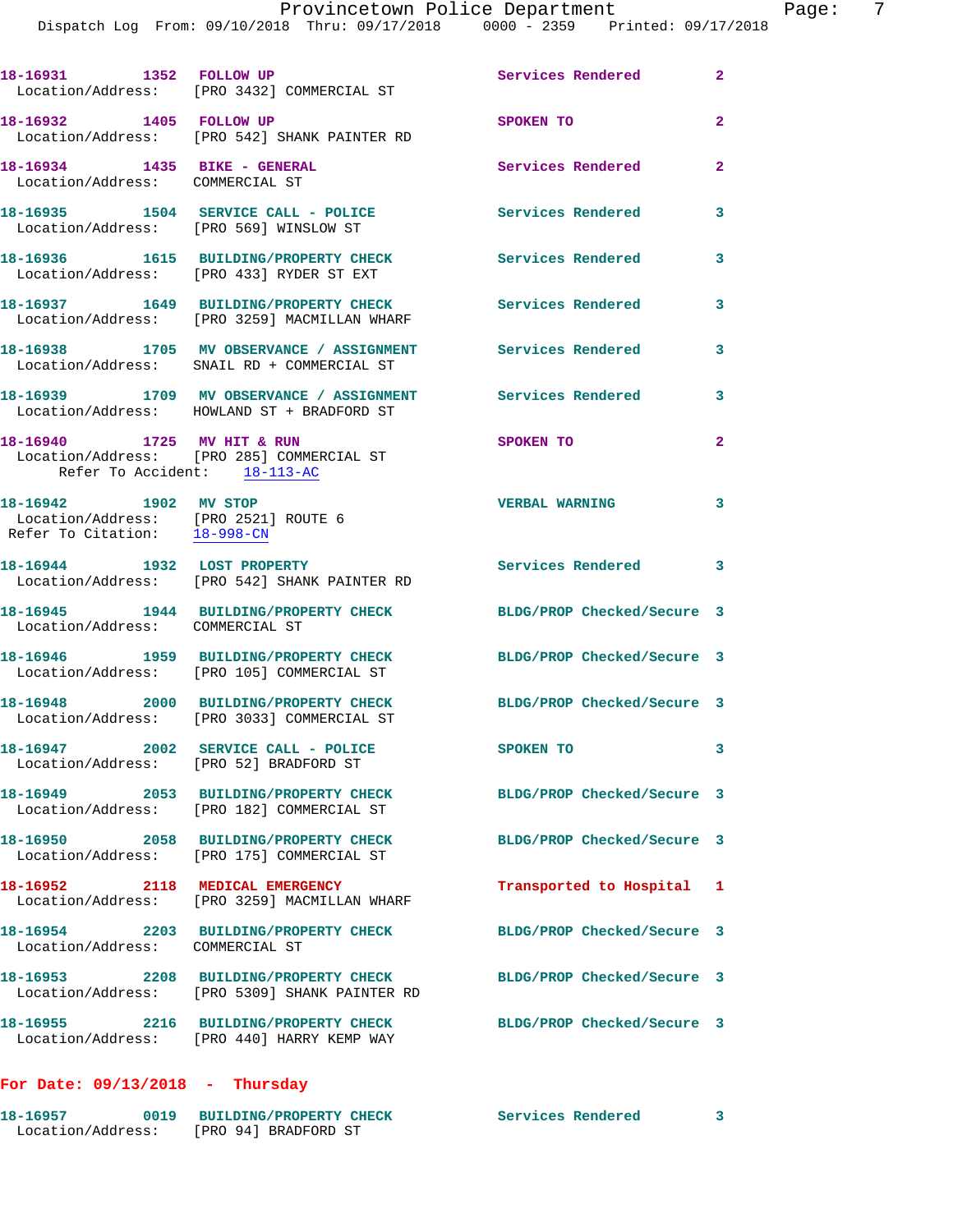18-16931 1352 FOLLOW UP Services Rendered 2
Location/Address: [PRO 3432] COMMERCIAL ST

18-16932 1405 FOLLOW UP SPOKEN TO 2
Location/Address: [PRO 542] SHANK PAINTER RD

18-16934 1435 BIKE - GENERAL Services Rendered 2
Location/Address: COMMERCIAL ST

18-16935 1504 SERVICE CALL - POLICE Services Rendered 3
Location/Address: [PRO 569] WINSLOW ST

18-16936 1615 BUILDING/PROPERTY CHECK Services Rendered 3
Location/Address: [PRO 433] RYDER ST EXT

18-16937 1649 BUILDING/PROPERTY CHECK Services Rendered 3
Location/Address: [PRO 3259] MACMILLAN WHARF

18-16938 1705 MV OBSERVANCE / ASSIGNMENT Services Rendered 3
Location/Address: SNAIL RD + COMMERCIAL ST

18-16939 1709 MV OBSERVANCE / ASSIGNMENT Services Rendered 3
Location/Address: HOWLAND ST + BRADFORD ST

18-16940 1725 MV HIT & RUN SPOKEN TO 2
Location/Address: [PRO 285] COMMERCIAL ST
Refer To Accident: 18-113-AC

18-16942 1902 MV STOP VERBAL WARNING 3
Location/Address: [PRO 2521] ROUTE 6
Refer To Citation: 18-998-CN

18-16944 1932 LOST PROPERTY Services Rendered 3
Location/Address: [PRO 542] SHANK PAINTER RD

18-16945 1944 BUILDING/PROPERTY CHECK BLDG/PROP Checked/Secure 3
Location/Address: COMMERCIAL ST

18-16946 1959 BUILDING/PROPERTY CHECK BLDG/PROP Checked/Secure 3
Location/Address: [PRO 105] COMMERCIAL ST

18-16948 2000 BUILDING/PROPERTY CHECK BLDG/PROP Checked/Secure 3
Location/Address: [PRO 3033] COMMERCIAL ST

18-16947 2002 SERVICE CALL - POLICE SPOKEN TO 3
Location/Address: [PRO 52] BRADFORD ST

18-16949 2053 BUILDING/PROPERTY CHECK BLDG/PROP Checked/Secure 3
Location/Address: [PRO 182] COMMERCIAL ST

18-16950 2058 BUILDING/PROPERTY CHECK BLDG/PROP Checked/Secure 3
Location/Address: [PRO 175] COMMERCIAL ST

18-16952 2118 MEDICAL EMERGENCY Transported to Hospital 1
Location/Address: [PRO 3259] MACMILLAN WHARF

18-16954 2203 BUILDING/PROPERTY CHECK BLDG/PROP Checked/Secure 3
Location/Address: COMMERCIAL ST

18-16953 2208 BUILDING/PROPERTY CHECK BLDG/PROP Checked/Secure 3
Location/Address: [PRO 5309] SHANK PAINTER RD

18-16955 2216 BUILDING/PROPERTY CHECK BLDG/PROP Checked/Secure 3
Location/Address: [PRO 440] HARRY KEMP WAY

**For Date: 09/13/2018 - Thursday**

18-16957 0019 BUILDING/PROPERTY CHECK Services Rendered 3
Location/Address: [PRO 94] BRADFORD ST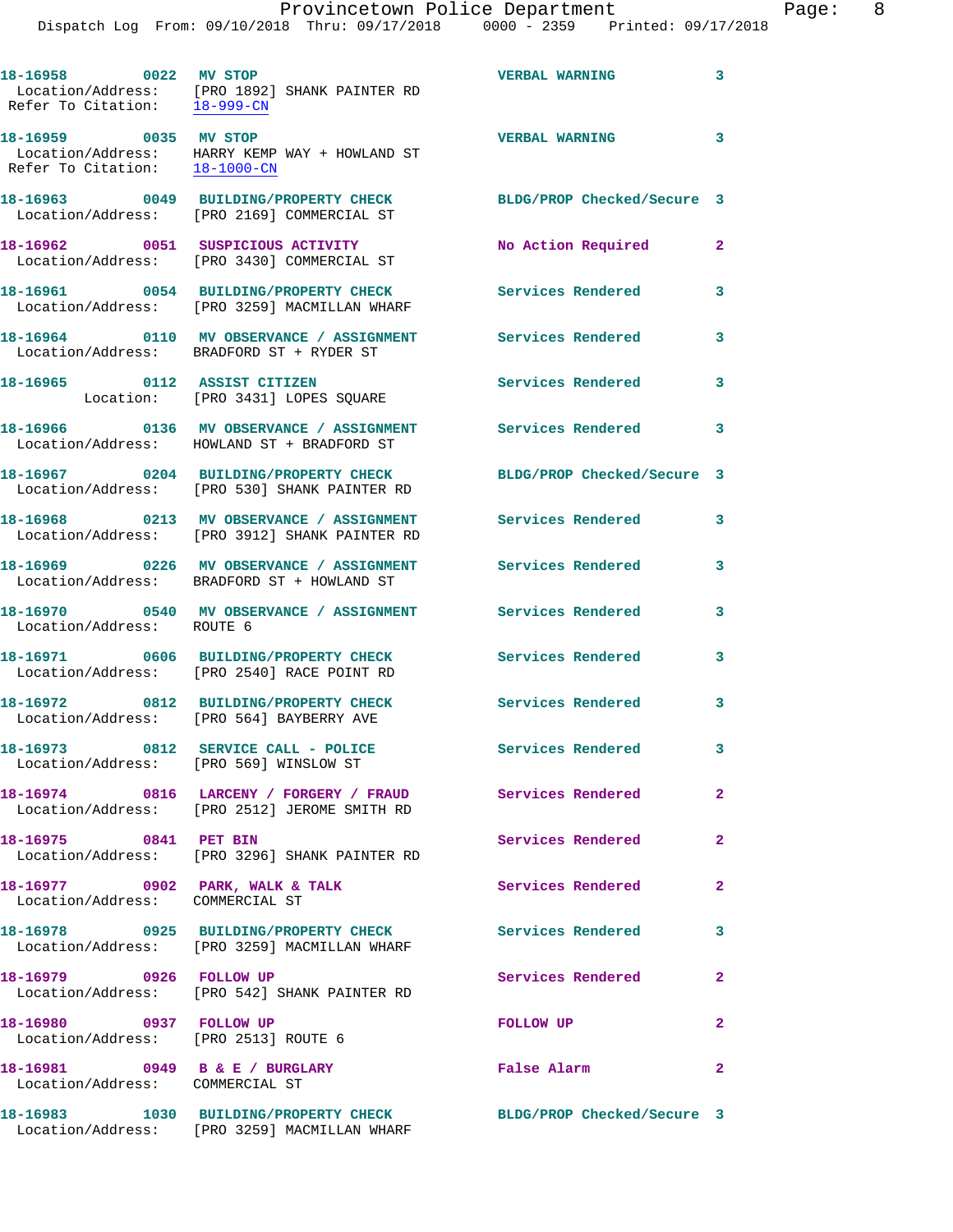18-16958 0022 MV STOP VERBAL WARNING 3
Location/Address: [PRO 1892] SHANK PAINTER RD
Refer To Citation: 18-999-CN

18-16959 0035 MV STOP VERBAL WARNING 3
Location/Address: HARRY KEMP WAY + HOWLAND ST
Refer To Citation: 18-1000-CN

18-16963 0049 BUILDING/PROPERTY CHECK BLDG/PROP Checked/Secure 3
Location/Address: [PRO 2169] COMMERCIAL ST

18-16962 0051 SUSPICIOUS ACTIVITY No Action Required 2
Location/Address: [PRO 3430] COMMERCIAL ST

18-16961 0054 BUILDING/PROPERTY CHECK Services Rendered 3
Location/Address: [PRO 3259] MACMILLAN WHARF

18-16964 0110 MV OBSERVANCE / ASSIGNMENT Services Rendered 3
Location/Address: BRADFORD ST + RYDER ST

18-16965 0112 ASSIST CITIZEN Services Rendered 3
Location: [PRO 3431] LOPES SQUARE

18-16966 0136 MV OBSERVANCE / ASSIGNMENT Services Rendered 3
Location/Address: HOWLAND ST + BRADFORD ST

18-16967 0204 BUILDING/PROPERTY CHECK BLDG/PROP Checked/Secure 3
Location/Address: [PRO 530] SHANK PAINTER RD

18-16968 0213 MV OBSERVANCE / ASSIGNMENT Services Rendered 3
Location/Address: [PRO 3912] SHANK PAINTER RD

18-16969 0226 MV OBSERVANCE / ASSIGNMENT Services Rendered 3
Location/Address: BRADFORD ST + HOWLAND ST

18-16970 0540 MV OBSERVANCE / ASSIGNMENT Services Rendered 3
Location/Address: ROUTE 6

18-16971 0606 BUILDING/PROPERTY CHECK Services Rendered 3
Location/Address: [PRO 2540] RACE POINT RD

18-16972 0812 BUILDING/PROPERTY CHECK Services Rendered 3
Location/Address: [PRO 564] BAYBERRY AVE

18-16973 0812 SERVICE CALL - POLICE Services Rendered 3
Location/Address: [PRO 569] WINSLOW ST

18-16974 0816 LARCENY / FORGERY / FRAUD Services Rendered 2
Location/Address: [PRO 2512] JEROME SMITH RD

18-16975 0841 PET BIN Services Rendered 2
Location/Address: [PRO 3296] SHANK PAINTER RD

18-16977 0902 PARK, WALK & TALK Services Rendered 2
Location/Address: COMMERCIAL ST

18-16978 0925 BUILDING/PROPERTY CHECK Services Rendered 3
Location/Address: [PRO 3259] MACMILLAN WHARF

18-16979 0926 FOLLOW UP Services Rendered 2
Location/Address: [PRO 542] SHANK PAINTER RD

18-16980 0937 FOLLOW UP FOLLOW UP 2
Location/Address: [PRO 2513] ROUTE 6

18-16981 0949 B & E / BURGLARY False Alarm 2
Location/Address: COMMERCIAL ST

18-16983 1030 BUILDING/PROPERTY CHECK BLDG/PROP Checked/Secure 3
Location/Address: [PRO 3259] MACMILLAN WHARF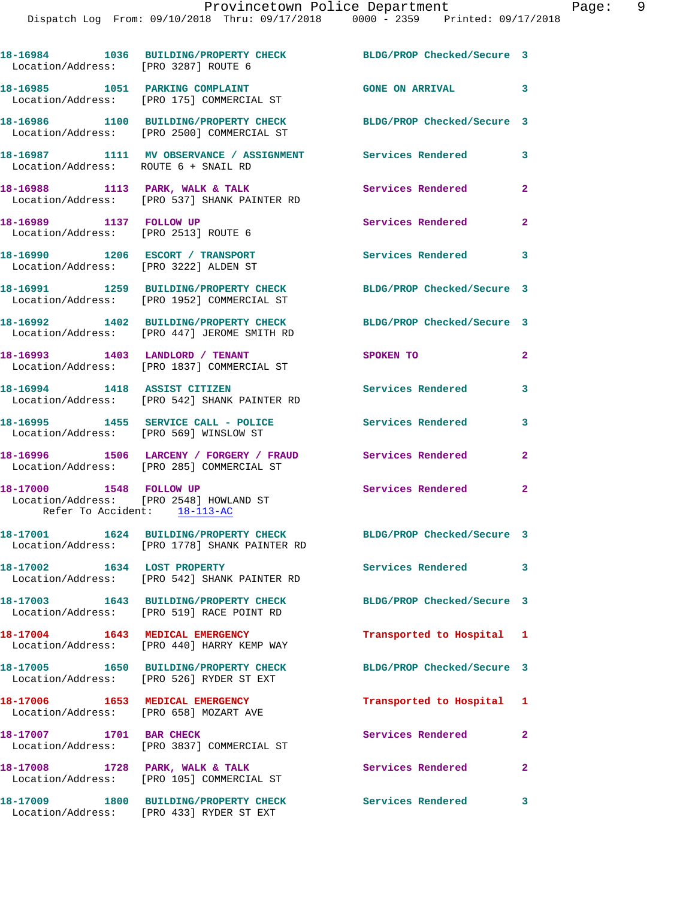18-16984 1036 BUILDING/PROPERTY CHECK BLDG/PROP Checked/Secure 3
Location/Address: [PRO 3287] ROUTE 6

18-16985 1051 PARKING COMPLAINT GONE ON ARRIVAL 3
Location/Address: [PRO 175] COMMERCIAL ST

18-16986 1100 BUILDING/PROPERTY CHECK BLDG/PROP Checked/Secure 3
Location/Address: [PRO 2500] COMMERCIAL ST

18-16987 1111 MV OBSERVANCE / ASSIGNMENT Services Rendered 3
Location/Address: ROUTE 6 + SNAIL RD

18-16988 1113 PARK, WALK & TALK Services Rendered 2
Location/Address: [PRO 537] SHANK PAINTER RD

18-16989 1137 FOLLOW UP Services Rendered 2
Location/Address: [PRO 2513] ROUTE 6

18-16990 1206 ESCORT / TRANSPORT Services Rendered 3
Location/Address: [PRO 3222] ALDEN ST

18-16991 1259 BUILDING/PROPERTY CHECK BLDG/PROP Checked/Secure 3
Location/Address: [PRO 1952] COMMERCIAL ST

18-16992 1402 BUILDING/PROPERTY CHECK BLDG/PROP Checked/Secure 3
Location/Address: [PRO 447] JEROME SMITH RD

18-16993 1403 LANDLORD / TENANT SPOKEN TO 2
Location/Address: [PRO 1837] COMMERCIAL ST

18-16994 1418 ASSIST CITIZEN Services Rendered 3
Location/Address: [PRO 542] SHANK PAINTER RD

18-16995 1455 SERVICE CALL - POLICE Services Rendered 3
Location/Address: [PRO 569] WINSLOW ST

18-16996 1506 LARCENY / FORGERY / FRAUD Services Rendered 2
Location/Address: [PRO 285] COMMERCIAL ST

18-17000 1548 FOLLOW UP Services Rendered 2
Location/Address: [PRO 2548] HOWLAND ST
Refer To Accident: 18-113-AC

18-17001 1624 BUILDING/PROPERTY CHECK BLDG/PROP Checked/Secure 3
Location/Address: [PRO 1778] SHANK PAINTER RD

18-17002 1634 LOST PROPERTY Services Rendered 3
Location/Address: [PRO 542] SHANK PAINTER RD

18-17003 1643 BUILDING/PROPERTY CHECK BLDG/PROP Checked/Secure 3
Location/Address: [PRO 519] RACE POINT RD

18-17004 1643 MEDICAL EMERGENCY Transported to Hospital 1
Location/Address: [PRO 440] HARRY KEMP WAY

18-17005 1650 BUILDING/PROPERTY CHECK BLDG/PROP Checked/Secure 3
Location/Address: [PRO 526] RYDER ST EXT

18-17006 1653 MEDICAL EMERGENCY Transported to Hospital 1
Location/Address: [PRO 658] MOZART AVE

18-17007 1701 BAR CHECK Services Rendered 2
Location/Address: [PRO 3837] COMMERCIAL ST

18-17008 1728 PARK, WALK & TALK Services Rendered 2
Location/Address: [PRO 105] COMMERCIAL ST

18-17009 1800 BUILDING/PROPERTY CHECK Services Rendered 3
Location/Address: [PRO 433] RYDER ST EXT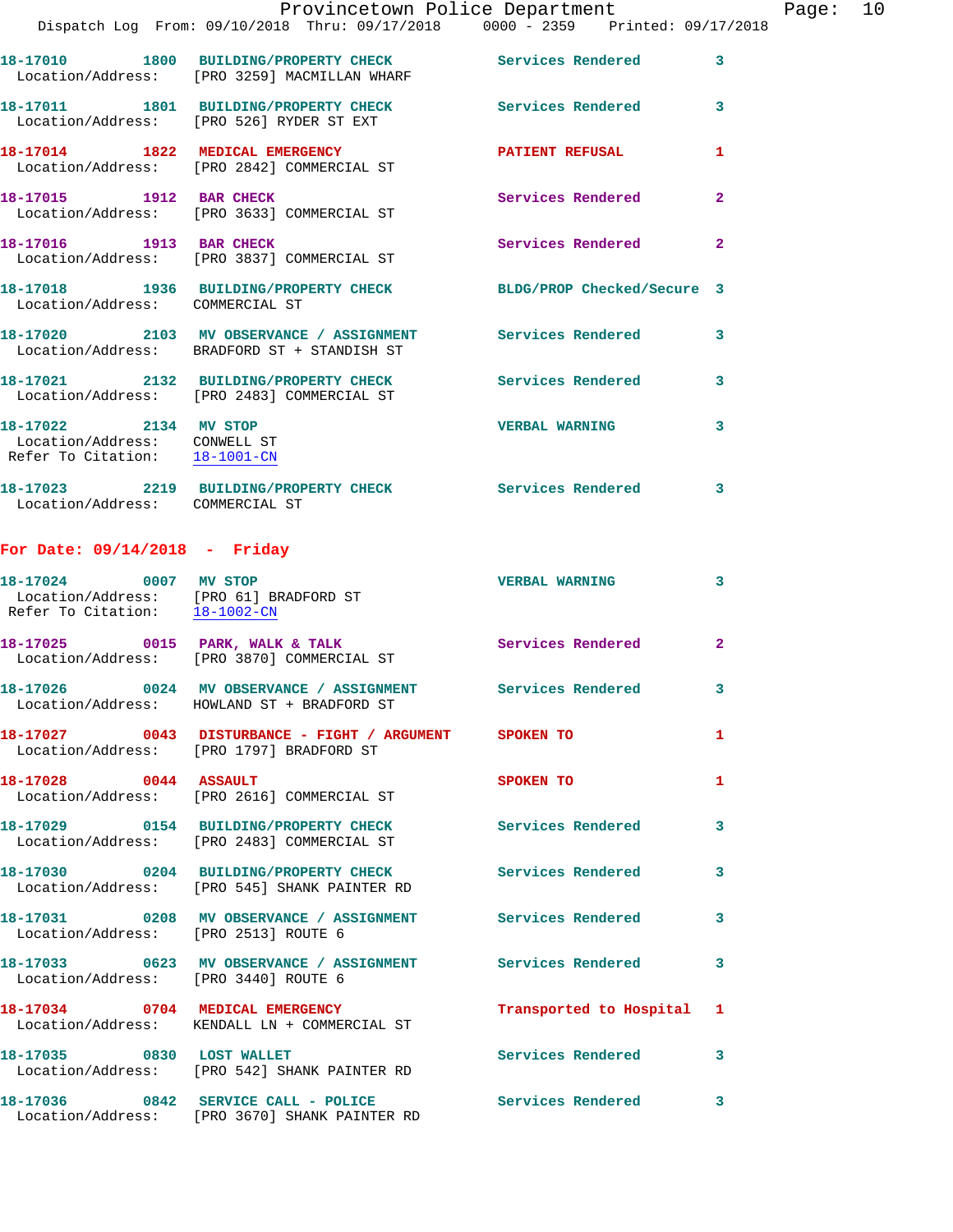18-17010 1800 BUILDING/PROPERTY CHECK Services Rendered 3
Location/Address: [PRO 3259] MACMILLAN WHARF

18-17011 1801 BUILDING/PROPERTY CHECK Services Rendered 3
Location/Address: [PRO 526] RYDER ST EXT

18-17014 1822 MEDICAL EMERGENCY PATIENT REFUSAL 1
Location/Address: [PRO 2842] COMMERCIAL ST

18-17015 1912 BAR CHECK Services Rendered 2
Location/Address: [PRO 3633] COMMERCIAL ST

18-17016 1913 BAR CHECK Services Rendered 2
Location/Address: [PRO 3837] COMMERCIAL ST

18-17018 1936 BUILDING/PROPERTY CHECK BLDG/PROP Checked/Secure 3
Location/Address: COMMERCIAL ST

18-17020 2103 MV OBSERVANCE / ASSIGNMENT Services Rendered 3
Location/Address: BRADFORD ST + STANDISH ST

18-17021 2132 BUILDING/PROPERTY CHECK Services Rendered 3
Location/Address: [PRO 2483] COMMERCIAL ST

18-17022 2134 MV STOP VERBAL WARNING 3
Location/Address: CONWELL ST
Refer To Citation: 18-1001-CN

18-17023 2219 BUILDING/PROPERTY CHECK Services Rendered 3
Location/Address: COMMERCIAL ST

**For Date: 09/14/2018 - Friday**

18-17024 0007 MV STOP VERBAL WARNING 3
Location/Address: [PRO 61] BRADFORD ST
Refer To Citation: 18-1002-CN

18-17025 0015 PARK, WALK & TALK Services Rendered 2
Location/Address: [PRO 3870] COMMERCIAL ST

18-17026 0024 MV OBSERVANCE / ASSIGNMENT Services Rendered 3
Location/Address: HOWLAND ST + BRADFORD ST

18-17027 0043 DISTURBANCE - FIGHT / ARGUMENT SPOKEN TO 1
Location/Address: [PRO 1797] BRADFORD ST

18-17028 0044 ASSAULT SPOKEN TO 1
Location/Address: [PRO 2616] COMMERCIAL ST

18-17029 0154 BUILDING/PROPERTY CHECK Services Rendered 3
Location/Address: [PRO 2483] COMMERCIAL ST

18-17030 0204 BUILDING/PROPERTY CHECK Services Rendered 3
Location/Address: [PRO 545] SHANK PAINTER RD

18-17031 0208 MV OBSERVANCE / ASSIGNMENT Services Rendered 3
Location/Address: [PRO 2513] ROUTE 6

18-17033 0623 MV OBSERVANCE / ASSIGNMENT Services Rendered 3
Location/Address: [PRO 3440] ROUTE 6

18-17034 0704 MEDICAL EMERGENCY Transported to Hospital 1
Location/Address: KENDALL LN + COMMERCIAL ST

18-17035 0830 LOST WALLET Services Rendered 3
Location/Address: [PRO 542] SHANK PAINTER RD

18-17036 0842 SERVICE CALL - POLICE Services Rendered 3
Location/Address: [PRO 3670] SHANK PAINTER RD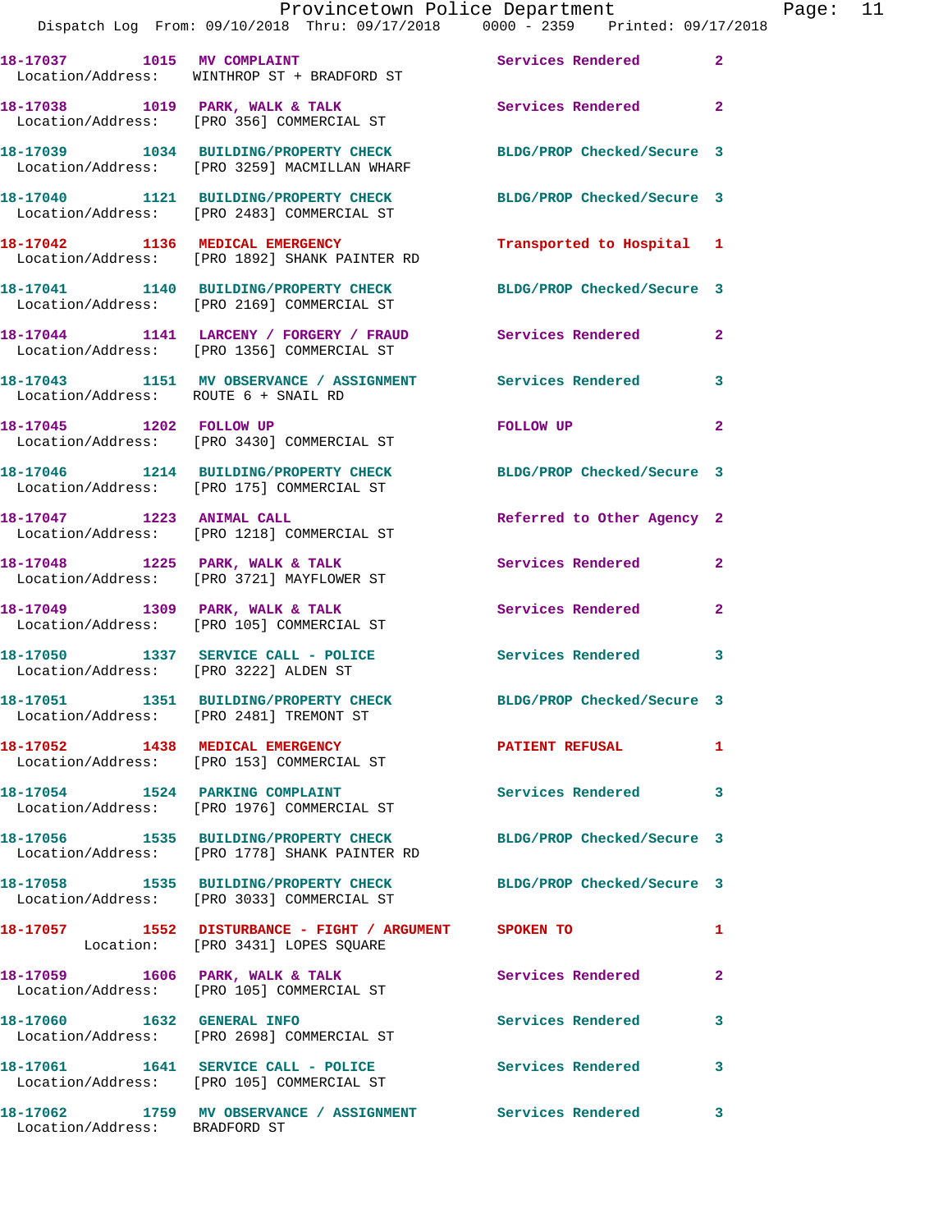18-17037 1015 MV COMPLAINT Services Rendered 2
Location/Address: WINTHROP ST + BRADFORD ST

18-17038 1019 PARK, WALK & TALK Services Rendered 2
Location/Address: [PRO 356] COMMERCIAL ST

18-17039 1034 BUILDING/PROPERTY CHECK BLDG/PROP Checked/Secure 3
Location/Address: [PRO 3259] MACMILLAN WHARF

18-17040 1121 BUILDING/PROPERTY CHECK BLDG/PROP Checked/Secure 3
Location/Address: [PRO 2483] COMMERCIAL ST

18-17042 1136 MEDICAL EMERGENCY Transported to Hospital 1
Location/Address: [PRO 1892] SHANK PAINTER RD

18-17041 1140 BUILDING/PROPERTY CHECK BLDG/PROP Checked/Secure 3
Location/Address: [PRO 2169] COMMERCIAL ST

18-17044 1141 LARCENY / FORGERY / FRAUD Services Rendered 2
Location/Address: [PRO 1356] COMMERCIAL ST

18-17043 1151 MV OBSERVANCE / ASSIGNMENT Services Rendered 3
Location/Address: ROUTE 6 + SNAIL RD

18-17045 1202 FOLLOW UP FOLLOW UP 2
Location/Address: [PRO 3430] COMMERCIAL ST

18-17046 1214 BUILDING/PROPERTY CHECK BLDG/PROP Checked/Secure 3
Location/Address: [PRO 175] COMMERCIAL ST

18-17047 1223 ANIMAL CALL Referred to Other Agency 2
Location/Address: [PRO 1218] COMMERCIAL ST

18-17048 1225 PARK, WALK & TALK Services Rendered 2
Location/Address: [PRO 3721] MAYFLOWER ST

18-17049 1309 PARK, WALK & TALK Services Rendered 2
Location/Address: [PRO 105] COMMERCIAL ST

18-17050 1337 SERVICE CALL - POLICE Services Rendered 3
Location/Address: [PRO 3222] ALDEN ST

18-17051 1351 BUILDING/PROPERTY CHECK BLDG/PROP Checked/Secure 3
Location/Address: [PRO 2481] TREMONT ST

18-17052 1438 MEDICAL EMERGENCY PATIENT REFUSAL 1
Location/Address: [PRO 153] COMMERCIAL ST

18-17054 1524 PARKING COMPLAINT Services Rendered 3
Location/Address: [PRO 1976] COMMERCIAL ST

18-17056 1535 BUILDING/PROPERTY CHECK BLDG/PROP Checked/Secure 3
Location/Address: [PRO 1778] SHANK PAINTER RD

18-17058 1535 BUILDING/PROPERTY CHECK BLDG/PROP Checked/Secure 3
Location/Address: [PRO 3033] COMMERCIAL ST

18-17057 1552 DISTURBANCE - FIGHT / ARGUMENT SPOKEN TO 1
Location: [PRO 3431] LOPES SQUARE

18-17059 1606 PARK, WALK & TALK Services Rendered 2
Location/Address: [PRO 105] COMMERCIAL ST

18-17060 1632 GENERAL INFO Services Rendered 3
Location/Address: [PRO 2698] COMMERCIAL ST

18-17061 1641 SERVICE CALL - POLICE Services Rendered 3
Location/Address: [PRO 105] COMMERCIAL ST

18-17062 1759 MV OBSERVANCE / ASSIGNMENT Services Rendered 3
Location/Address: BRADFORD ST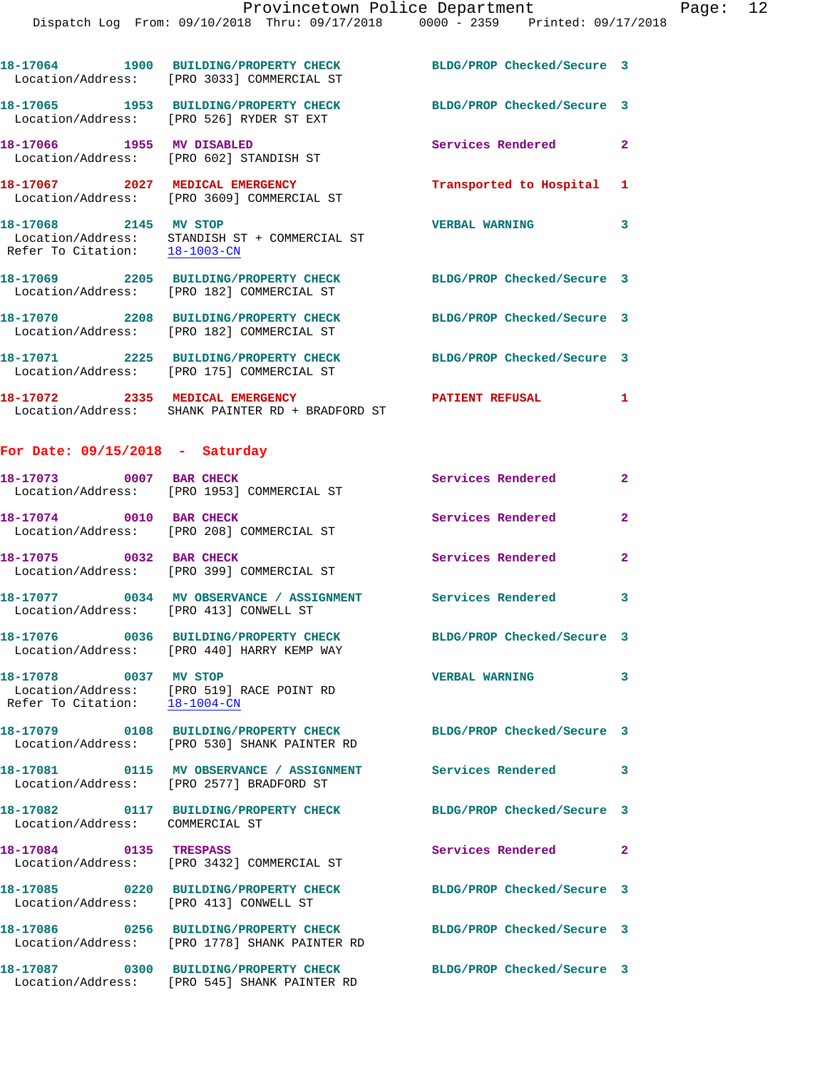18-17064 1900 BUILDING/PROPERTY CHECK BLDG/PROP Checked/Secure 3
Location/Address: [PRO 3033] COMMERCIAL ST

18-17065 1953 BUILDING/PROPERTY CHECK BLDG/PROP Checked/Secure 3
Location/Address: [PRO 526] RYDER ST EXT

18-17066 1955 MV DISABLED Services Rendered 2
Location/Address: [PRO 602] STANDISH ST

18-17067 2027 MEDICAL EMERGENCY Transported to Hospital 1
Location/Address: [PRO 3609] COMMERCIAL ST

18-17068 2145 MV STOP VERBAL WARNING 3
Location/Address: STANDISH ST + COMMERCIAL ST
Refer To Citation: 18-1003-CN

18-17069 2205 BUILDING/PROPERTY CHECK BLDG/PROP Checked/Secure 3
Location/Address: [PRO 182] COMMERCIAL ST

18-17070 2208 BUILDING/PROPERTY CHECK BLDG/PROP Checked/Secure 3
Location/Address: [PRO 182] COMMERCIAL ST

18-17071 2225 BUILDING/PROPERTY CHECK BLDG/PROP Checked/Secure 3
Location/Address: [PRO 175] COMMERCIAL ST

18-17072 2335 MEDICAL EMERGENCY PATIENT REFUSAL 1
Location/Address: SHANK PAINTER RD + BRADFORD ST

## For Date: 09/15/2018 - Saturday

18-17073 0007 BAR CHECK Services Rendered 2
Location/Address: [PRO 1953] COMMERCIAL ST

18-17074 0010 BAR CHECK Services Rendered 2
Location/Address: [PRO 208] COMMERCIAL ST

18-17075 0032 BAR CHECK Services Rendered 2
Location/Address: [PRO 399] COMMERCIAL ST

18-17077 0034 MV OBSERVANCE / ASSIGNMENT Services Rendered 3
Location/Address: [PRO 413] CONWELL ST

18-17076 0036 BUILDING/PROPERTY CHECK BLDG/PROP Checked/Secure 3
Location/Address: [PRO 440] HARRY KEMP WAY

18-17078 0037 MV STOP VERBAL WARNING 3
Location/Address: [PRO 519] RACE POINT RD
Refer To Citation: 18-1004-CN

18-17079 0108 BUILDING/PROPERTY CHECK BLDG/PROP Checked/Secure 3
Location/Address: [PRO 530] SHANK PAINTER RD

18-17081 0115 MV OBSERVANCE / ASSIGNMENT Services Rendered 3
Location/Address: [PRO 2577] BRADFORD ST

18-17082 0117 BUILDING/PROPERTY CHECK BLDG/PROP Checked/Secure 3
Location/Address: COMMERCIAL ST

18-17084 0135 TRESPASS Services Rendered 2
Location/Address: [PRO 3432] COMMERCIAL ST

18-17085 0220 BUILDING/PROPERTY CHECK BLDG/PROP Checked/Secure 3
Location/Address: [PRO 413] CONWELL ST

18-17086 0256 BUILDING/PROPERTY CHECK BLDG/PROP Checked/Secure 3
Location/Address: [PRO 1778] SHANK PAINTER RD

18-17087 0300 BUILDING/PROPERTY CHECK BLDG/PROP Checked/Secure 3
Location/Address: [PRO 545] SHANK PAINTER RD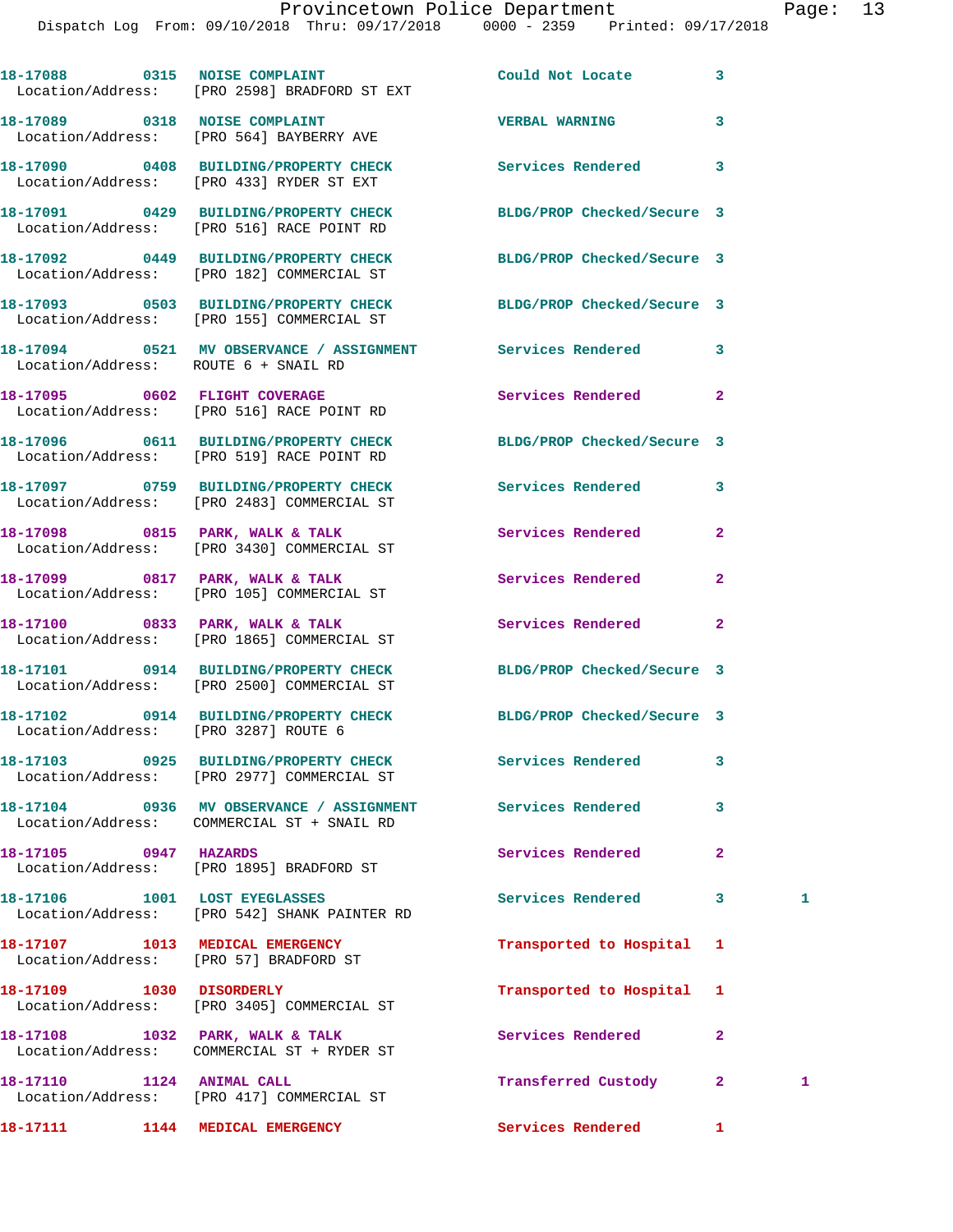18-17088 0315 NOISE COMPLAINT Could Not Locate 3
Location/Address: [PRO 2598] BRADFORD ST EXT

18-17089 0318 NOISE COMPLAINT VERBAL WARNING 3
Location/Address: [PRO 564] BAYBERRY AVE

18-17090 0408 BUILDING/PROPERTY CHECK Services Rendered 3
Location/Address: [PRO 433] RYDER ST EXT

18-17091 0429 BUILDING/PROPERTY CHECK BLDG/PROP Checked/Secure 3
Location/Address: [PRO 516] RACE POINT RD

18-17092 0449 BUILDING/PROPERTY CHECK BLDG/PROP Checked/Secure 3
Location/Address: [PRO 182] COMMERCIAL ST

18-17093 0503 BUILDING/PROPERTY CHECK BLDG/PROP Checked/Secure 3
Location/Address: [PRO 155] COMMERCIAL ST

18-17094 0521 MV OBSERVANCE / ASSIGNMENT Services Rendered 3
Location/Address: ROUTE 6 + SNAIL RD

18-17095 0602 FLIGHT COVERAGE Services Rendered 2
Location/Address: [PRO 516] RACE POINT RD

18-17096 0611 BUILDING/PROPERTY CHECK BLDG/PROP Checked/Secure 3
Location/Address: [PRO 519] RACE POINT RD

18-17097 0759 BUILDING/PROPERTY CHECK Services Rendered 3
Location/Address: [PRO 2483] COMMERCIAL ST

18-17098 0815 PARK, WALK & TALK Services Rendered 2
Location/Address: [PRO 3430] COMMERCIAL ST

18-17099 0817 PARK, WALK & TALK Services Rendered 2
Location/Address: [PRO 105] COMMERCIAL ST

18-17100 0833 PARK, WALK & TALK Services Rendered 2
Location/Address: [PRO 1865] COMMERCIAL ST

18-17101 0914 BUILDING/PROPERTY CHECK BLDG/PROP Checked/Secure 3
Location/Address: [PRO 2500] COMMERCIAL ST

18-17102 0914 BUILDING/PROPERTY CHECK BLDG/PROP Checked/Secure 3
Location/Address: [PRO 3287] ROUTE 6

18-17103 0925 BUILDING/PROPERTY CHECK Services Rendered 3
Location/Address: [PRO 2977] COMMERCIAL ST

18-17104 0936 MV OBSERVANCE / ASSIGNMENT Services Rendered 3
Location/Address: COMMERCIAL ST + SNAIL RD

18-17105 0947 HAZARDS Services Rendered 2
Location/Address: [PRO 1895] BRADFORD ST

18-17106 1001 LOST EYEGLASSES Services Rendered 3 1
Location/Address: [PRO 542] SHANK PAINTER RD

18-17107 1013 MEDICAL EMERGENCY Transported to Hospital 1
Location/Address: [PRO 57] BRADFORD ST

18-17109 1030 DISORDERLY Transported to Hospital 1
Location/Address: [PRO 3405] COMMERCIAL ST

18-17108 1032 PARK, WALK & TALK Services Rendered 2
Location/Address: COMMERCIAL ST + RYDER ST

18-17110 1124 ANIMAL CALL Transferred Custody 2 1
Location/Address: [PRO 417] COMMERCIAL ST

18-17111 1144 MEDICAL EMERGENCY Services Rendered 1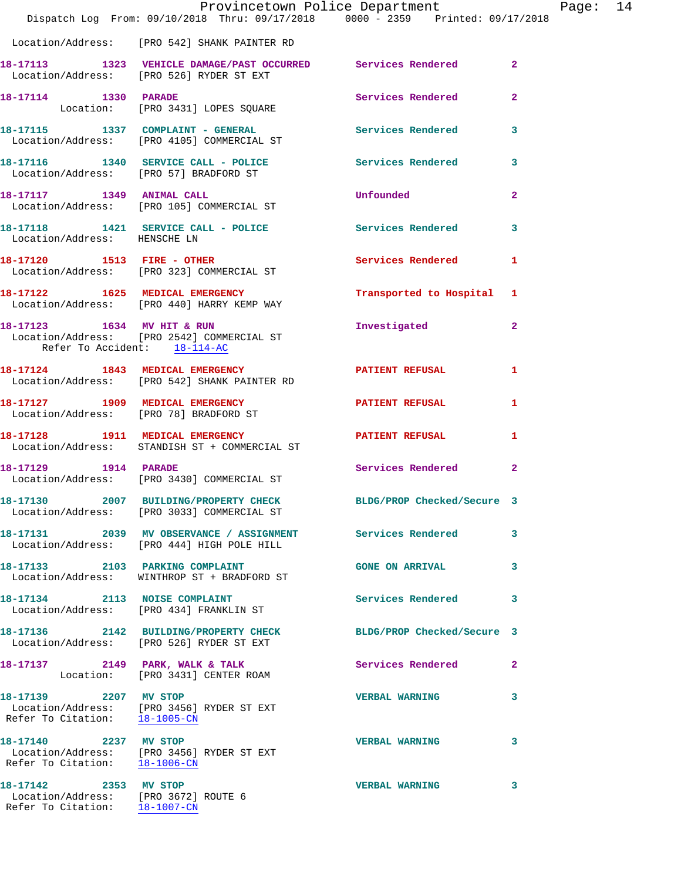Location/Address: [PRO 542] SHANK PAINTER RD

**18-17113** 1323 **VEHICLE DAMAGE/PAST OCCURRED** Services Rendered 2
Location/Address: [PRO 526] RYDER ST EXT

**18-17114** 1330 **PARADE** Services Rendered 2
Location: [PRO 3431] LOPES SQUARE

**18-17115** 1337 **COMPLAINT - GENERAL** Services Rendered 3
Location/Address: [PRO 4105] COMMERCIAL ST

**18-17116** 1340 **SERVICE CALL - POLICE** Services Rendered 3
Location/Address: [PRO 57] BRADFORD ST

**18-17117** 1349 **ANIMAL CALL** Unfounded 2
Location/Address: [PRO 105] COMMERCIAL ST

**18-17118** 1421 **SERVICE CALL - POLICE** Services Rendered 3
Location/Address: HENSCHE LN

**18-17120** 1513 **FIRE - OTHER** Services Rendered 1
Location/Address: [PRO 323] COMMERCIAL ST

**18-17122** 1625 **MEDICAL EMERGENCY** Transported to Hospital 1
Location/Address: [PRO 440] HARRY KEMP WAY

**18-17123** 1634 **MV HIT & RUN** Investigated 2
Location/Address: [PRO 2542] COMMERCIAL ST
Refer To Accident: 18-114-AC

**18-17124** 1843 **MEDICAL EMERGENCY** PATIENT REFUSAL 1
Location/Address: [PRO 542] SHANK PAINTER RD

**18-17127** 1909 **MEDICAL EMERGENCY** PATIENT REFUSAL 1
Location/Address: [PRO 78] BRADFORD ST

**18-17128** 1911 **MEDICAL EMERGENCY** PATIENT REFUSAL 1
Location/Address: STANDISH ST + COMMERCIAL ST

**18-17129** 1914 **PARADE** Services Rendered 2
Location/Address: [PRO 3430] COMMERCIAL ST

**18-17130** 2007 **BUILDING/PROPERTY CHECK** BLDG/PROP Checked/Secure 3
Location/Address: [PRO 3033] COMMERCIAL ST

**18-17131** 2039 **MV OBSERVANCE / ASSIGNMENT** Services Rendered 3
Location/Address: [PRO 444] HIGH POLE HILL

**18-17133** 2103 **PARKING COMPLAINT** GONE ON ARRIVAL 3
Location/Address: WINTHROP ST + BRADFORD ST

**18-17134** 2113 **NOISE COMPLAINT** Services Rendered 3
Location/Address: [PRO 434] FRANKLIN ST

**18-17136** 2142 **BUILDING/PROPERTY CHECK** BLDG/PROP Checked/Secure 3
Location/Address: [PRO 526] RYDER ST EXT

**18-17137** 2149 **PARK, WALK & TALK** Services Rendered 2
Location: [PRO 3431] CENTER ROAM

**18-17139** 2207 **MV STOP** VERBAL WARNING 3
Location/Address: [PRO 3456] RYDER ST EXT
Refer To Citation: 18-1005-CN

**18-17140** 2237 **MV STOP** VERBAL WARNING 3
Location/Address: [PRO 3456] RYDER ST EXT
Refer To Citation: 18-1006-CN

**18-17142** 2353 **MV STOP** VERBAL WARNING 3
Location/Address: [PRO 3672] ROUTE 6
Refer To Citation: 18-1007-CN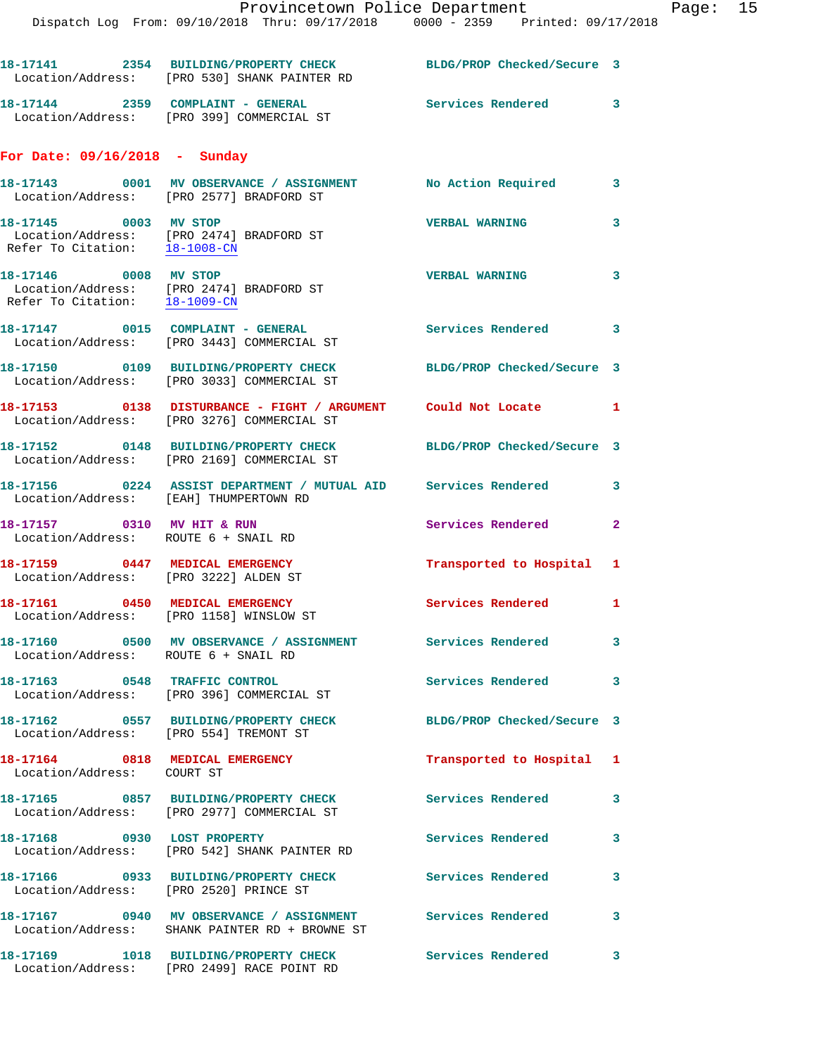18-17141 2354 BUILDING/PROPERTY CHECK BLDG/PROP Checked/Secure 3
Location/Address: [PRO 530] SHANK PAINTER RD

18-17144 2359 COMPLAINT - GENERAL Services Rendered 3
Location/Address: [PRO 399] COMMERCIAL ST

## For Date: 09/16/2018 - Sunday

18-17143 0001 MV OBSERVANCE / ASSIGNMENT No Action Required 3
Location/Address: [PRO 2577] BRADFORD ST

18-17145 0003 MV STOP VERBAL WARNING 3
Location/Address: [PRO 2474] BRADFORD ST
Refer To Citation: 18-1008-CN

18-17146 0008 MV STOP VERBAL WARNING 3
Location/Address: [PRO 2474] BRADFORD ST
Refer To Citation: 18-1009-CN

18-17147 0015 COMPLAINT - GENERAL Services Rendered 3
Location/Address: [PRO 3443] COMMERCIAL ST

18-17150 0109 BUILDING/PROPERTY CHECK BLDG/PROP Checked/Secure 3
Location/Address: [PRO 3033] COMMERCIAL ST

18-17153 0138 DISTURBANCE - FIGHT / ARGUMENT Could Not Locate 1
Location/Address: [PRO 3276] COMMERCIAL ST

18-17152 0148 BUILDING/PROPERTY CHECK BLDG/PROP Checked/Secure 3
Location/Address: [PRO 2169] COMMERCIAL ST

18-17156 0224 ASSIST DEPARTMENT / MUTUAL AID Services Rendered 3
Location/Address: [EAH] THUMPERTOWN RD

18-17157 0310 MV HIT & RUN Services Rendered 2
Location/Address: ROUTE 6 + SNAIL RD

18-17159 0447 MEDICAL EMERGENCY Transported to Hospital 1
Location/Address: [PRO 3222] ALDEN ST

18-17161 0450 MEDICAL EMERGENCY Services Rendered 1
Location/Address: [PRO 1158] WINSLOW ST

18-17160 0500 MV OBSERVANCE / ASSIGNMENT Services Rendered 3
Location/Address: ROUTE 6 + SNAIL RD

18-17163 0548 TRAFFIC CONTROL Services Rendered 3
Location/Address: [PRO 396] COMMERCIAL ST

18-17162 0557 BUILDING/PROPERTY CHECK BLDG/PROP Checked/Secure 3
Location/Address: [PRO 554] TREMONT ST

18-17164 0818 MEDICAL EMERGENCY Transported to Hospital 1
Location/Address: COURT ST

18-17165 0857 BUILDING/PROPERTY CHECK Services Rendered 3
Location/Address: [PRO 2977] COMMERCIAL ST

18-17168 0930 LOST PROPERTY Services Rendered 3
Location/Address: [PRO 542] SHANK PAINTER RD

18-17166 0933 BUILDING/PROPERTY CHECK Services Rendered 3
Location/Address: [PRO 2520] PRINCE ST

18-17167 0940 MV OBSERVANCE / ASSIGNMENT Services Rendered 3
Location/Address: SHANK PAINTER RD + BROWNE ST

18-17169 1018 BUILDING/PROPERTY CHECK Services Rendered 3
Location/Address: [PRO 2499] RACE POINT RD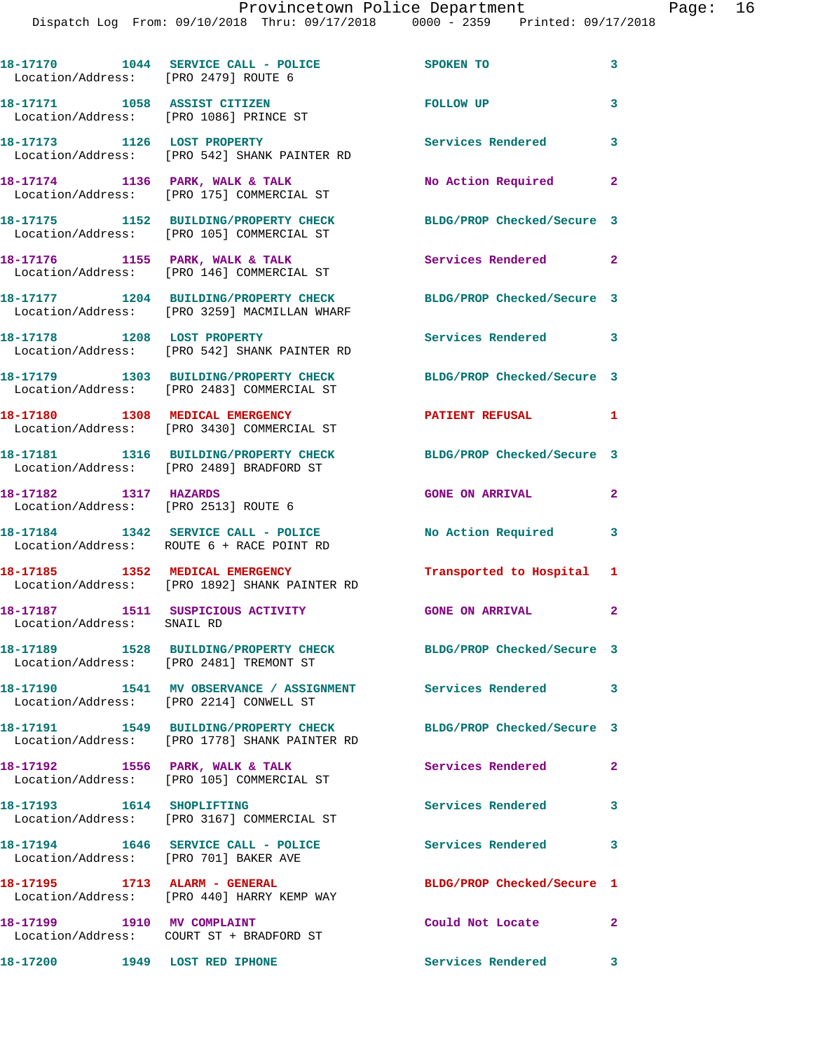18-17170 1044 SERVICE CALL - POLICE SPOKEN TO 3
Location/Address: [PRO 2479] ROUTE 6

18-17171 1058 ASSIST CITIZEN FOLLOW UP 3
Location/Address: [PRO 1086] PRINCE ST

18-17173 1126 LOST PROPERTY Services Rendered 3
Location/Address: [PRO 542] SHANK PAINTER RD

18-17174 1136 PARK, WALK & TALK No Action Required 2
Location/Address: [PRO 175] COMMERCIAL ST

18-17175 1152 BUILDING/PROPERTY CHECK BLDG/PROP Checked/Secure 3
Location/Address: [PRO 105] COMMERCIAL ST

18-17176 1155 PARK, WALK & TALK Services Rendered 2
Location/Address: [PRO 146] COMMERCIAL ST

18-17177 1204 BUILDING/PROPERTY CHECK BLDG/PROP Checked/Secure 3
Location/Address: [PRO 3259] MACMILLAN WHARF

18-17178 1208 LOST PROPERTY Services Rendered 3
Location/Address: [PRO 542] SHANK PAINTER RD

18-17179 1303 BUILDING/PROPERTY CHECK BLDG/PROP Checked/Secure 3
Location/Address: [PRO 2483] COMMERCIAL ST

18-17180 1308 MEDICAL EMERGENCY PATIENT REFUSAL 1
Location/Address: [PRO 3430] COMMERCIAL ST

18-17181 1316 BUILDING/PROPERTY CHECK BLDG/PROP Checked/Secure 3
Location/Address: [PRO 2489] BRADFORD ST

18-17182 1317 HAZARDS GONE ON ARRIVAL 2
Location/Address: [PRO 2513] ROUTE 6

18-17184 1342 SERVICE CALL - POLICE No Action Required 3
Location/Address: ROUTE 6 + RACE POINT RD

18-17185 1352 MEDICAL EMERGENCY Transported to Hospital 1
Location/Address: [PRO 1892] SHANK PAINTER RD

18-17187 1511 SUSPICIOUS ACTIVITY GONE ON ARRIVAL 2
Location/Address: SNAIL RD

18-17189 1528 BUILDING/PROPERTY CHECK BLDG/PROP Checked/Secure 3
Location/Address: [PRO 2481] TREMONT ST

18-17190 1541 MV OBSERVANCE / ASSIGNMENT Services Rendered 3
Location/Address: [PRO 2214] CONWELL ST

18-17191 1549 BUILDING/PROPERTY CHECK BLDG/PROP Checked/Secure 3
Location/Address: [PRO 1778] SHANK PAINTER RD

18-17192 1556 PARK, WALK & TALK Services Rendered 2
Location/Address: [PRO 105] COMMERCIAL ST

18-17193 1614 SHOPLIFTING Services Rendered 3
Location/Address: [PRO 3167] COMMERCIAL ST

18-17194 1646 SERVICE CALL - POLICE Services Rendered 3
Location/Address: [PRO 701] BAKER AVE

18-17195 1713 ALARM - GENERAL BLDG/PROP Checked/Secure 1
Location/Address: [PRO 440] HARRY KEMP WAY

18-17199 1910 MV COMPLAINT Could Not Locate 2
Location/Address: COURT ST + BRADFORD ST

18-17200 1949 LOST RED IPHONE Services Rendered 3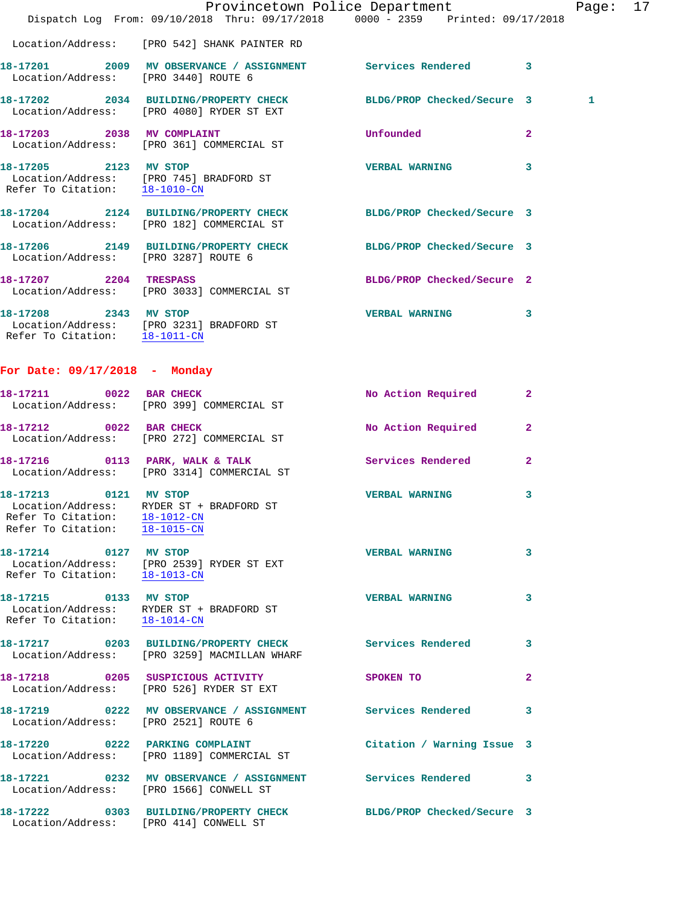Location/Address: [PRO 542] SHANK PAINTER RD

**18-17201** 2009 **MV OBSERVANCE / ASSIGNMENT** Services Rendered 3
Location/Address: [PRO 3440] ROUTE 6

**18-17202** 2034 **BUILDING/PROPERTY CHECK** BLDG/PROP Checked/Secure 3 1
Location/Address: [PRO 4080] RYDER ST EXT

**18-17203** 2038 **MV COMPLAINT** Unfounded 2
Location/Address: [PRO 361] COMMERCIAL ST

**18-17205** 2123 **MV STOP** VERBAL WARNING 3
Location/Address: [PRO 745] BRADFORD ST
Refer To Citation: 18-1010-CN

**18-17204** 2124 **BUILDING/PROPERTY CHECK** BLDG/PROP Checked/Secure 3
Location/Address: [PRO 182] COMMERCIAL ST

**18-17206** 2149 **BUILDING/PROPERTY CHECK** BLDG/PROP Checked/Secure 3
Location/Address: [PRO 3287] ROUTE 6

**18-17207** 2204 **TRESPASS** BLDG/PROP Checked/Secure 2
Location/Address: [PRO 3033] COMMERCIAL ST

**18-17208** 2343 **MV STOP** VERBAL WARNING 3
Location/Address: [PRO 3231] BRADFORD ST
Refer To Citation: 18-1011-CN

## For Date: 09/17/2018 - Monday

**18-17211** 0022 **BAR CHECK** No Action Required 2
Location/Address: [PRO 399] COMMERCIAL ST

**18-17212** 0022 **BAR CHECK** No Action Required 2
Location/Address: [PRO 272] COMMERCIAL ST

**18-17216** 0113 **PARK, WALK & TALK** Services Rendered 2
Location/Address: [PRO 3314] COMMERCIAL ST

**18-17213** 0121 **MV STOP** VERBAL WARNING 3
Location/Address: RYDER ST + BRADFORD ST
Refer To Citation: 18-1012-CN
Refer To Citation: 18-1015-CN

**18-17214** 0127 **MV STOP** VERBAL WARNING 3
Location/Address: [PRO 2539] RYDER ST EXT
Refer To Citation: 18-1013-CN

**18-17215** 0133 **MV STOP** VERBAL WARNING 3
Location/Address: RYDER ST + BRADFORD ST
Refer To Citation: 18-1014-CN

**18-17217** 0203 **BUILDING/PROPERTY CHECK** Services Rendered 3
Location/Address: [PRO 3259] MACMILLAN WHARF

**18-17218** 0205 **SUSPICIOUS ACTIVITY** SPOKEN TO 2
Location/Address: [PRO 526] RYDER ST EXT

**18-17219** 0222 **MV OBSERVANCE / ASSIGNMENT** Services Rendered 3
Location/Address: [PRO 2521] ROUTE 6

**18-17220** 0222 **PARKING COMPLAINT** Citation / Warning Issue 3
Location/Address: [PRO 1189] COMMERCIAL ST

**18-17221** 0232 **MV OBSERVANCE / ASSIGNMENT** Services Rendered 3
Location/Address: [PRO 1566] CONWELL ST

**18-17222** 0303 **BUILDING/PROPERTY CHECK** BLDG/PROP Checked/Secure 3
Location/Address: [PRO 414] CONWELL ST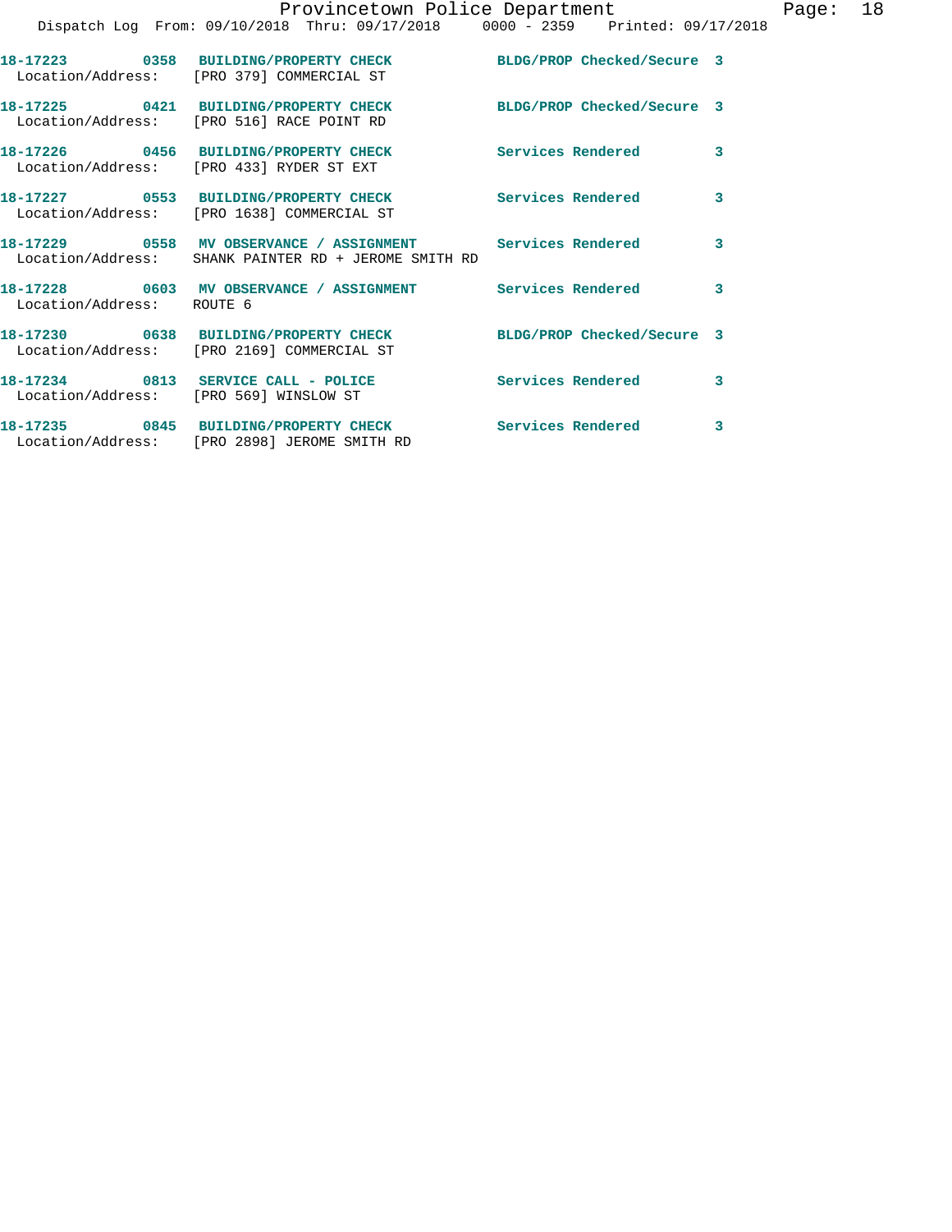Dispatch Log From: 09/10/2018 Thru: 09/17/2018 0000 - 2359 Printed: 09/17/2018

**18-17223 0358 BUILDING/PROPERTY CHECK** BLDG/PROP Checked/Secure 3
Location/Address: [PRO 379] COMMERCIAL ST

**18-17225 0421 BUILDING/PROPERTY CHECK** BLDG/PROP Checked/Secure 3
Location/Address: [PRO 516] RACE POINT RD

**18-17226 0456 BUILDING/PROPERTY CHECK** Services Rendered 3
Location/Address: [PRO 433] RYDER ST EXT

**18-17227 0553 BUILDING/PROPERTY CHECK** Services Rendered 3
Location/Address: [PRO 1638] COMMERCIAL ST

**18-17229 0558 MV OBSERVANCE / ASSIGNMENT** Services Rendered 3
Location/Address: SHANK PAINTER RD + JEROME SMITH RD

**18-17228 0603 MV OBSERVANCE / ASSIGNMENT** Services Rendered 3
Location/Address: ROUTE 6

**18-17230 0638 BUILDING/PROPERTY CHECK** BLDG/PROP Checked/Secure 3
Location/Address: [PRO 2169] COMMERCIAL ST

**18-17234 0813 SERVICE CALL - POLICE** Services Rendered 3
Location/Address: [PRO 569] WINSLOW ST

**18-17235 0845 BUILDING/PROPERTY CHECK** Services Rendered 3
Location/Address: [PRO 2898] JEROME SMITH RD